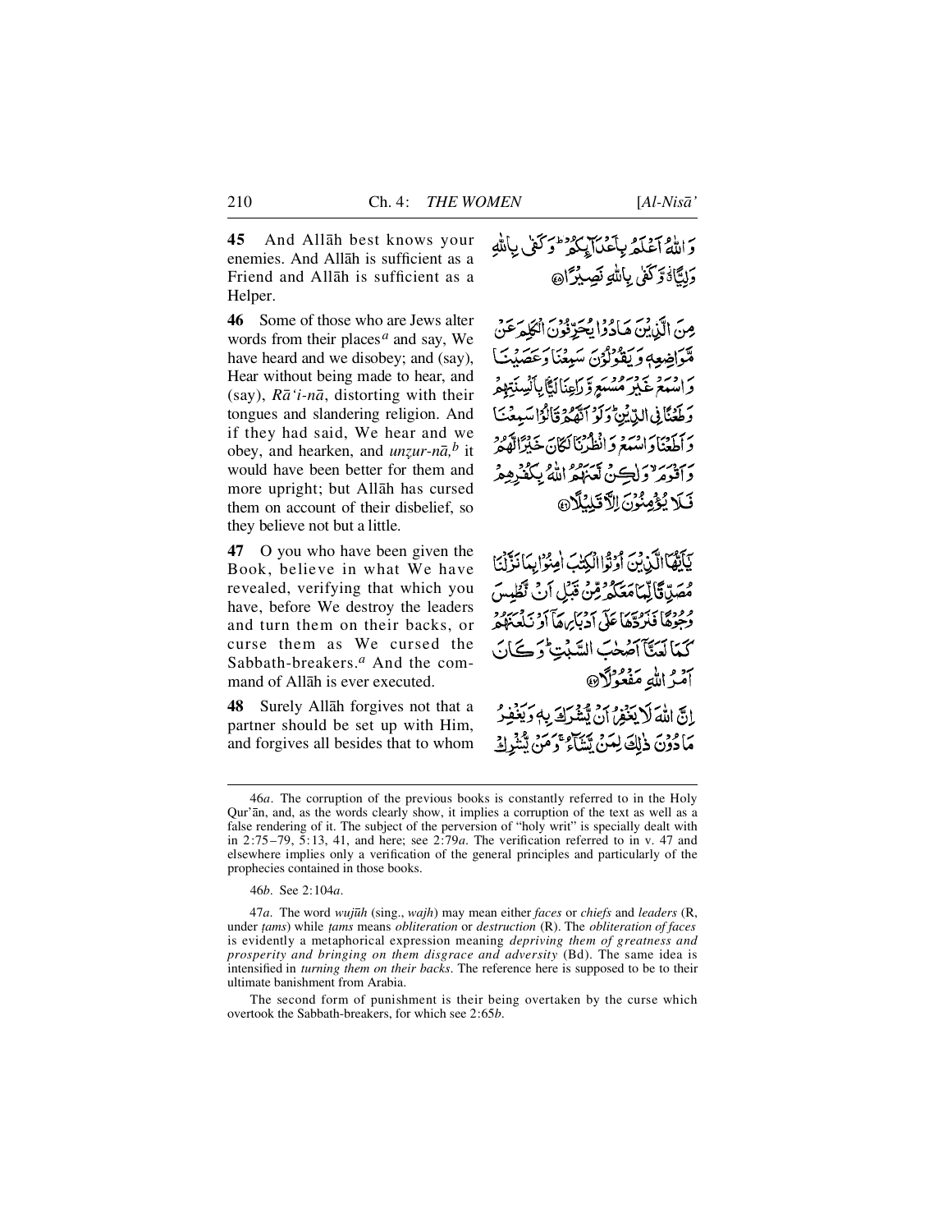**45** And Allāh best knows your enemies. And Allāh is sufficient as a Friend and Allāh is sufficient as a Helper.

وَ اللّٰهُ اَعۡلَمُ بِاَعۡدَآئِکُمۡ ؕ وَ کَفٰی بِاللّٰهِ وَلِیًّا ٭۫ وَّ کَفٰی بِاللّٰهِ نَصِیۡرًا ﴿۴۵﴾

**46** Some of those who are Jews alter words from their places[a] and say, We have heard and we disobey; and (say), Hear without being made to hear, and (say), *Rā'i-nā*, distorting with their tongues and slandering religion. And if they had said, We hear and we obey, and hearken, and *unẓur-nā*,[b] it would have been better for them and more upright; but Allāh has cursed them on account of their disbelief, so they believe not but a little.

مِنَ الَّذِیۡنَ هَادُوۡا یُحَرِّفُوۡنَ الۡکَلِمَ عَنۡ مَّوَاضِعِهٖ وَ یَقُوۡلُوۡنَ سَمِعۡنَا وَ عَصَیۡنَا وَ اسۡمَعۡ غَیۡرَ مُسۡمَعٍ وَّ رَاعِنَا لَـیًّۢا بِاَلۡسِنَتِهِمۡ وَ طَعۡنًا فِی الدِّیۡنِ ؕ وَ لَوۡ اَنَّهُمۡ قَالُوۡا سَمِعۡنَا وَ اَطَعۡنَا وَ اسۡمَعۡ وَ انۡظُرۡنَا لَکَانَ خَیۡرًا لَّهُمۡ وَ اَقۡوَمَ ۙ وَ لٰکِنۡ لَّعَنَهُمُ اللّٰهُ بِکُفۡرِهِمۡ فَلَا یُؤۡمِنُوۡنَ اِلَّا قَلِیۡلًا ﴿۴۶﴾

**47** O you who have been given the Book, believe in what We have revealed, verifying that which you have, before We destroy the leaders and turn them on their backs, or curse them as We cursed the Sabbath-breakers.[a] And the command of Allāh is ever executed.

یٰۤاَیُّهَا الَّذِیۡنَ اُوۡتُوا الۡکِتٰبَ اٰمِنُوۡا بِمَا نَزَّلۡنَا مُصَدِّقًا لِّمَا مَعَکُمۡ مِّنۡ قَبۡلِ اَنۡ نَّطۡمِسَ وُجُوۡهًا فَنَرُدَّهَا عَلٰۤی اَدۡبَارِهَاۤ اَوۡ نَلۡعَنَهُمۡ کَمَا لَعَنَّاۤ اَصۡحٰبَ السَّبۡتِ ؕ وَ کَانَ اَمۡرُ اللّٰهِ مَفۡعُوۡلًا ﴿۴۷﴾

**48** Surely Allāh forgives not that a partner should be set up with Him, and forgives all besides that to whom

اِنَّ اللّٰهَ لَا یَغۡفِرُ اَنۡ یُّشۡرَکَ بِهٖ وَ یَغۡفِرُ مَا دُوۡنَ ذٰلِکَ لِمَنۡ یَّشَآءُ ۚ وَ مَنۡ یُّشۡرِکۡ

---

46*a*. The corruption of the previous books is constantly referred to in the Holy Qur'ān, and, as the words clearly show, it implies a corruption of the text as well as a false rendering of it. The subject of the perversion of "holy writ" is specially dealt with in 2:75–79, 5:13, 41, and here; see 2:79*a*. The verification referred to in v. 47 and elsewhere implies only a verification of the general principles and particularly of the prophecies contained in those books.

46*b*. See 2:104*a*.

47*a*. The word *wujūh* (sing., *wajh*) may mean either *faces* or *chiefs* and *leaders* (R, under *ṭams*) while *ṭams* means *obliteration* or *destruction* (R). The *obliteration of faces* is evidently a metaphorical expression meaning *depriving them of greatness and prosperity and bringing on them disgrace and adversity* (Bd). The same idea is intensified in *turning them on their backs*. The reference here is supposed to be to their ultimate banishment from Arabia.

The second form of punishment is their being overtaken by the curse which overtook the Sabbath-breakers, for which see 2:65*b*.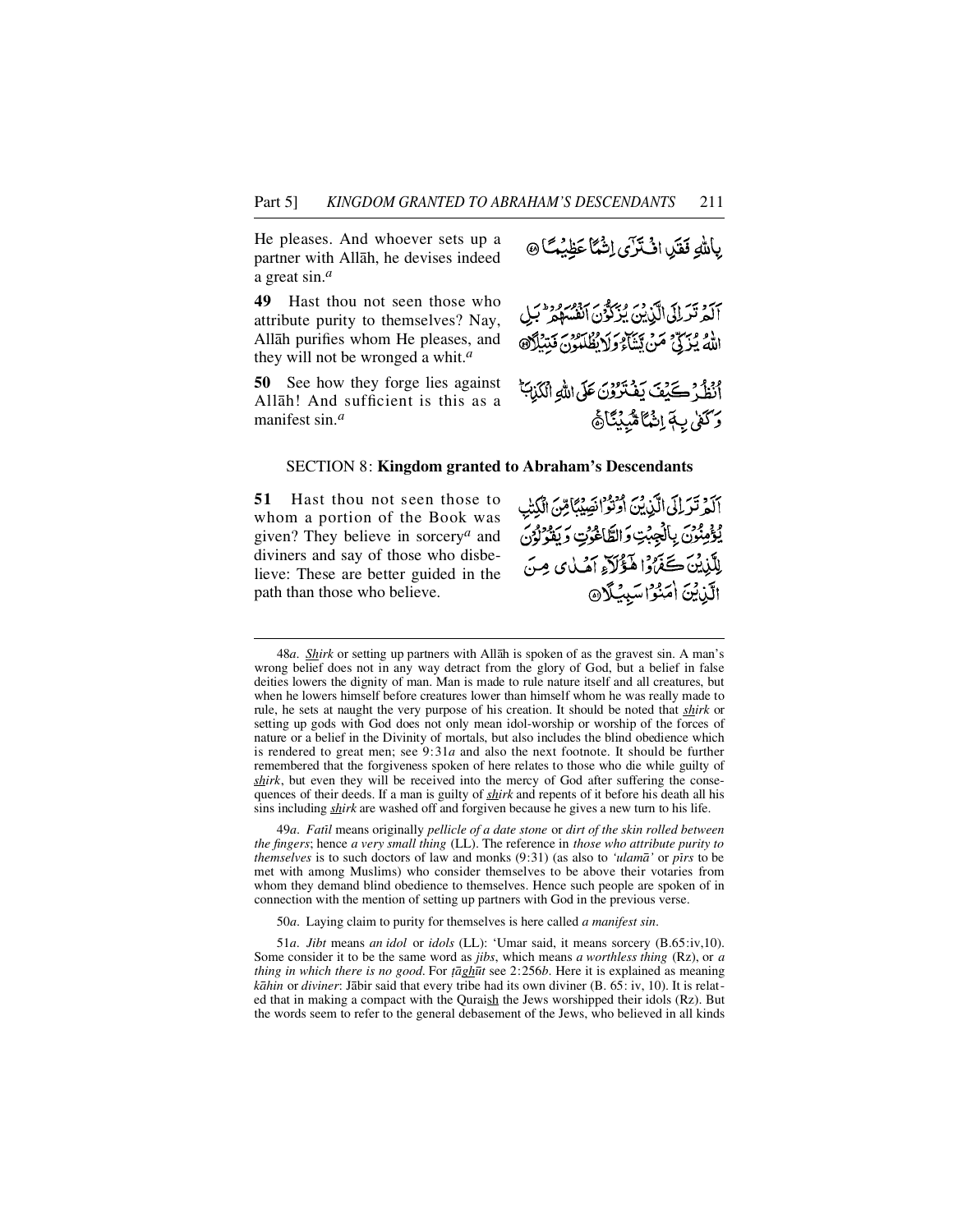He pleases. And whoever sets up a partner with Allāh, he devises indeed a great sin.[a]

بِاللّٰهِ فَقَدِ افْتَرٰٓى اِثْمًا عَظِيْمًا ﴿۴۸﴾

**49** Hast thou not seen those who attribute purity to themselves? Nay, Allāh purifies whom He pleases, and they will not be wronged a whit.[a]

اَلَمْ تَرَ اِلَى الَّذِيْنَ يُزَكُّوْنَ اَنْفُسَهُمْ ؕ بَلِ اللّٰهُ يُزَكِّيْ مَنْ يَّشَآءُ وَلَا يُظْلَمُوْنَ فَتِيْلًا ﴿۴۹﴾

**50** See how they forge lies against Allāh! And sufficient is this as a manifest sin.[a]

اُنْظُرْ كَيْفَ يَفْتَرُوْنَ عَلَى اللّٰهِ الْكَذِبَ ؕ وَكَفٰى بِهٖۤ اِثْمًا مُّبِيْنًا ﴿۵۰﴾

## SECTION 8: **Kingdom granted to Abraham's Descendants**

**51** Hast thou not seen those to whom a portion of the Book was given? They believe in sorcery[a] and diviners and say of those who disbelieve: These are better guided in the path than those who believe.

اَلَمْ تَرَ اِلَى الَّذِيْنَ اُوْتُوْا نَصِيْبًا مِّنَ الْكِتٰبِ يُؤْمِنُوْنَ بِالْجِبْتِ وَالطَّاغُوْتِ وَيَقُوْلُوْنَ لِلَّذِيْنَ كَفَرُوْا هٰٓؤُلَآءِ اَهْدٰى مِنَ الَّذِيْنَ اٰمَنُوْا سَبِيْلًا ﴿۵۱﴾

---

48*a*. Shirk or setting up partners with Allāh is spoken of as the gravest sin. A man's wrong belief does not in any way detract from the glory of God, but a belief in false deities lowers the dignity of man. Man is made to rule nature itself and all creatures, but when he lowers himself before creatures lower than himself whom he was really made to rule, he sets at naught the very purpose of his creation. It should be noted that shirk or setting up gods with God does not only mean idol-worship or worship of the forces of nature or a belief in the Divinity of mortals, but also includes the blind obedience which is rendered to great men; see 9:31*a* and also the next footnote. It should be further remembered that the forgiveness spoken of here relates to those who die while guilty of shirk, but even they will be received into the mercy of God after suffering the consequences of their deeds. If a man is guilty of shirk and repents of it before his death all his sins including shirk are washed off and forgiven because he gives a new turn to his life.

49*a*. *Fatīl* means originally *pellicle of a date stone* or *dirt of the skin rolled between the fingers*; hence *a very small thing* (LL). The reference in *those who attribute purity to themselves* is to such doctors of law and monks (9:31) (as also to *'ulamā'* or *pīrs* to be met with among Muslims) who consider themselves to be above their votaries from whom they demand blind obedience to themselves. Hence such people are spoken of in connection with the mention of setting up partners with God in the previous verse.

50*a*. Laying claim to purity for themselves is here called *a manifest sin*.

51*a*. *Jibt* means *an idol* or *idols* (LL): 'Umar said, it means sorcery (B.65:iv,10). Some consider it to be the same word as *jibs*, which means *a worthless thing* (Rz), or *a thing in which there is no good*. For *ṭāghūt* see 2:256*b*. Here it is explained as meaning *kāhin* or *diviner*: Jābir said that every tribe had its own diviner (B. 65: iv, 10). It is related that in making a compact with the Quraish the Jews worshipped their idols (Rz). But the words seem to refer to the general debasement of the Jews, who believed in all kinds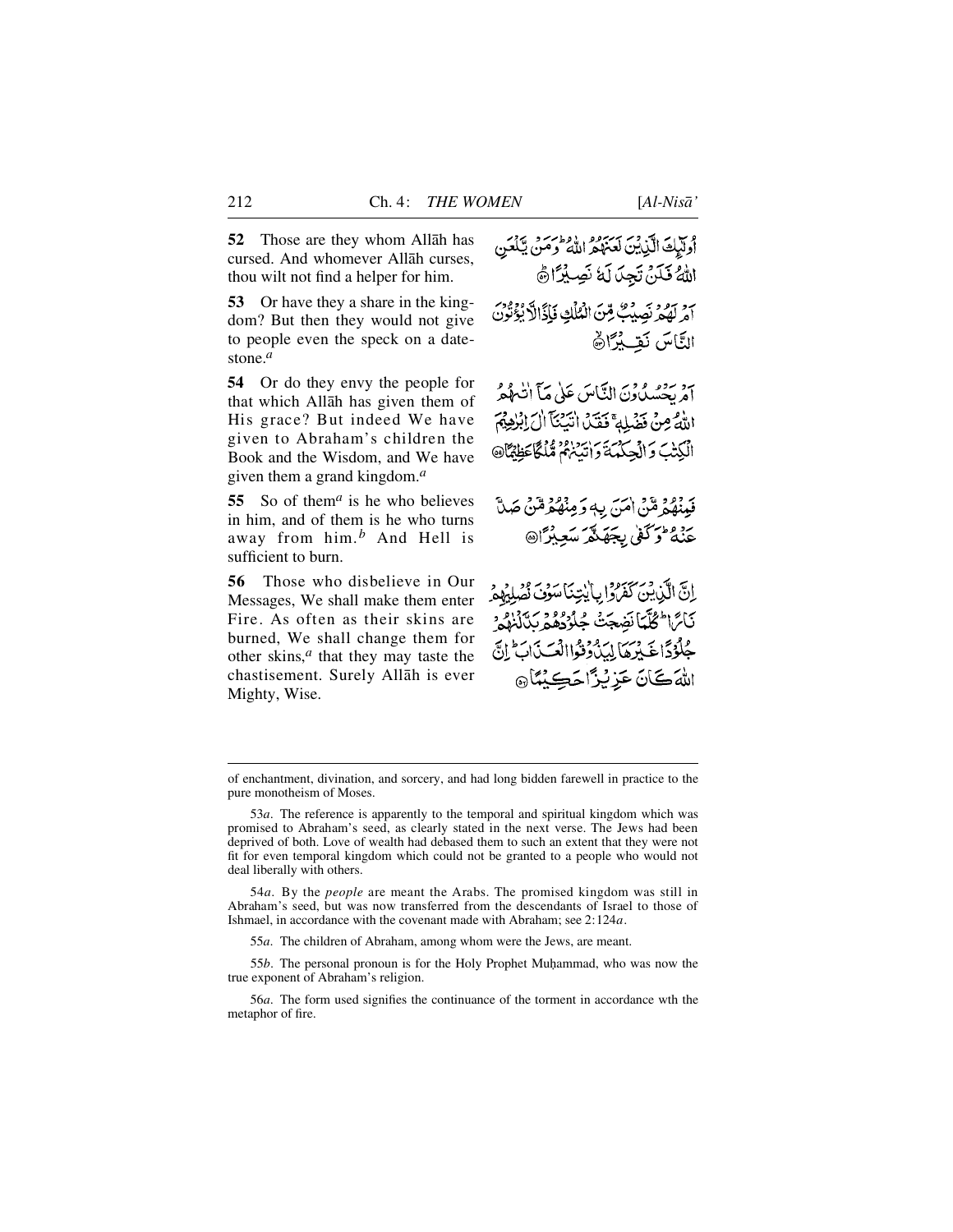**52** Those are they whom Allāh has cursed. And whomever Allāh curses, thou wilt not find a helper for him.

أُولَٰٓئِكَ الَّذِيْنَ لَعَنَهُمُ اللّٰهُ ؕ وَمَنْ يَّلْعَنِ اللّٰهُ فَلَنْ تَجِدَ لَهٗ نَصِيْرًا ﴿۵۲﴾

**53** Or have they a share in the kingdom? But then they would not give to people even the speck on a date-stone.[a]

اَمْ لَهُمْ نَصِيْبٌ مِّنَ الْمُلْكِ فَاِذًا لَّا يُؤْتُوْنَ النَّاسَ نَقِيْرًا ﴿۵۳﴾

**54** Or do they envy the people for that which Allāh has given them of His grace? But indeed We have given to Abraham's children the Book and the Wisdom, and We have given them a grand kingdom.[a]

اَمْ يَحْسُدُوْنَ النَّاسَ عَلٰى مَاۤ اٰتٰىهُمُ اللّٰهُ مِنْ فَضْلِهٖ ۚ فَقَدْ اٰتَيْنَاۤ اٰلَ اِبْرٰهِيْمَ الْكِتٰبَ وَالْحِكْمَةَ وَاٰتَيْنٰهُمْ مُّلْكًا عَظِيْمًا ﴿۵۴﴾

**55** So of them[a] is he who believes in him, and of them is he who turns away from him.[b] And Hell is sufficient to burn.

فَمِنْهُمْ مَّنْ اٰمَنَ بِهٖ وَمِنْهُمْ مَّنْ صَدَّ عَنْهُ ؕ وَكَفٰى بِجَهَنَّمَ سَعِيْرًا ﴿۵۵﴾

**56** Those who disbelieve in Our Messages, We shall make them enter Fire. As often as their skins are burned, We shall change them for other skins,[a] that they may taste the chastisement. Surely Allāh is ever Mighty, Wise.

اِنَّ الَّذِيْنَ كَفَرُوْا بِاٰيٰتِنَا سَوْفَ نُصْلِيْهِمْ نَارًا ؕ كُلَّمَا نَضِجَتْ جُلُوْدُهُمْ بَدَّلْنٰهُمْ جُلُوْدًا غَيْرَهَا لِيَذُوْقُوا الْعَذَابَ ؕ اِنَّ اللّٰهَ كَانَ عَزِيْزًا حَكِيْمًا ﴿۵۶﴾

---

of enchantment, divination, and sorcery, and had long bidden farewell in practice to the pure monotheism of Moses.

53*a*. The reference is apparently to the temporal and spiritual kingdom which was promised to Abraham's seed, as clearly stated in the next verse. The Jews had been deprived of both. Love of wealth had debased them to such an extent that they were not fit for even temporal kingdom which could not be granted to a people who would not deal liberally with others.

54*a*. By the *people* are meant the Arabs. The promised kingdom was still in Abraham's seed, but was now transferred from the descendants of Israel to those of Ishmael, in accordance with the covenant made with Abraham; see 2:124*a*.

55*a*. The children of Abraham, among whom were the Jews, are meant.

55*b*. The personal pronoun is for the Holy Prophet Muḥammad, who was now the true exponent of Abraham's religion.

56*a*. The form used signifies the continuance of the torment in accordance wth the metaphor of fire.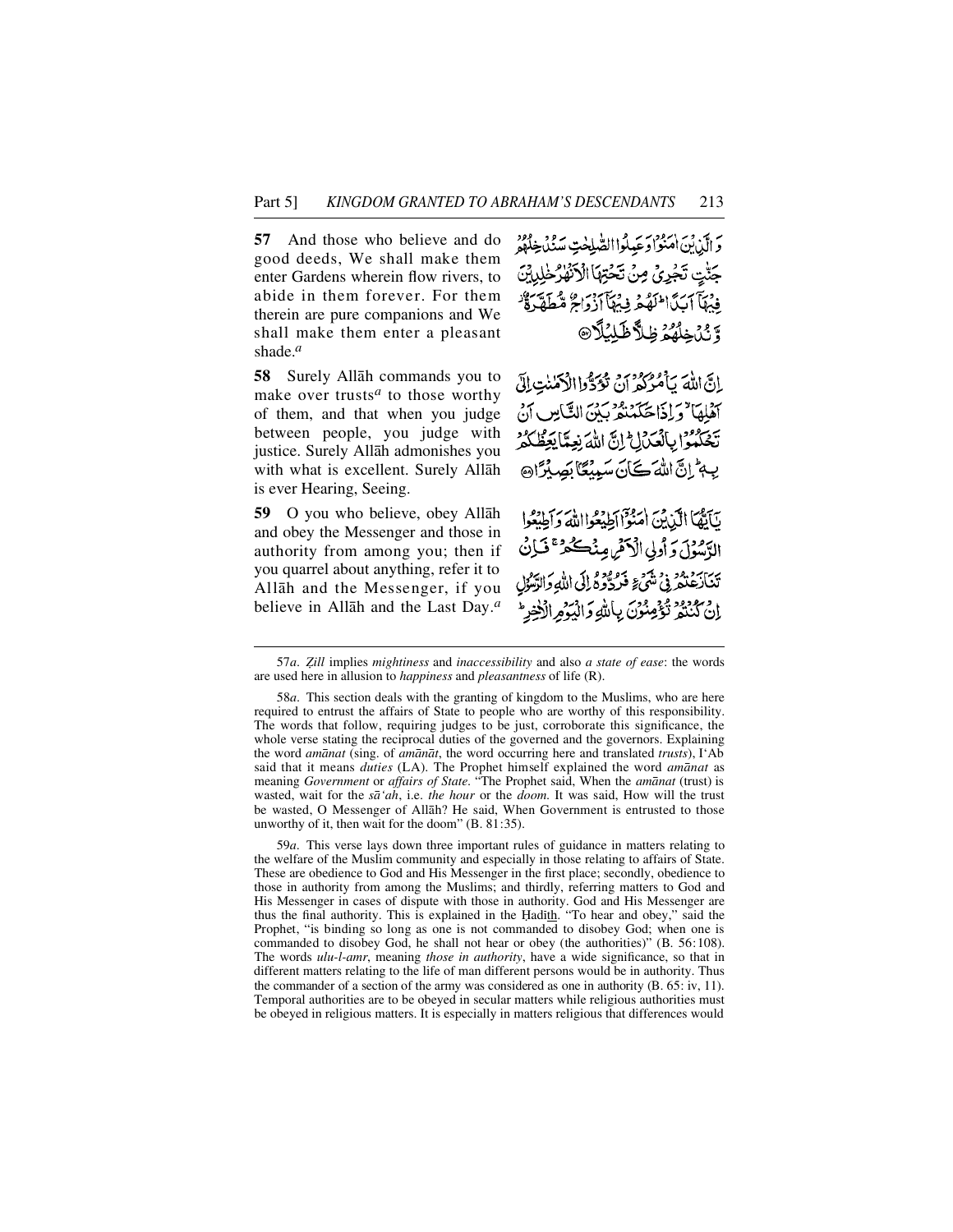**57** And those who believe and do good deeds, We shall make them enter Gardens wherein flow rivers, to abide in them forever. For them therein are pure companions and We shall make them enter a pleasant shade.[a]

وَ الَّذِيْنَ اٰمَنُوْا وَعَمِلُوا الصّٰلِحٰتِ سَنُدْخِلُهُمْ جَنّٰتٍ تَجْرِيْ مِنْ تَحْتِهَا الْاَنْهٰرُ خٰلِدِيْنَ فِيْهَآ اَبَدًا ؕ لَهُمْ فِيْهَآ اَزْوَاجٌ مُّطَهَّرَةٌ ۫ وَّ نُدْخِلُهُمْ ظِلًّا ظَلِيْلًا ﴿۵۷﴾

**58** Surely Allāh commands you to make over trusts[a] to those worthy of them, and that when you judge between people, you judge with justice. Surely Allāh admonishes you with what is excellent. Surely Allāh is ever Hearing, Seeing.

اِنَّ اللّٰهَ يَاْمُرُكُمْ اَنْ تُؤَدُّوا الْاَمٰنٰتِ اِلٰٓى اَهْلِهَا ۙ وَ اِذَا حَكَمْتُمْ بَيْنَ النَّاسِ اَنْ تَحْكُمُوْا بِالْعَدْلِ ؕ اِنَّ اللّٰهَ نِعِمَّا يَعِظُكُمْ بِهٖ ؕ اِنَّ اللّٰهَ كَانَ سَمِيْعًا بَصِيْرًا ﴿۵۸﴾

**59** O you who believe, obey Allāh and obey the Messenger and those in authority from among you; then if you quarrel about anything, refer it to Allāh and the Messenger, if you believe in Allāh and the Last Day.[a]

يٰٓاَيُّهَا الَّذِيْنَ اٰمَنُوْٓا اَطِيْعُوا اللّٰهَ وَ اَطِيْعُوا الرَّسُوْلَ وَ اُولِي الْاَمْرِ مِنْكُمْ ۚ فَاِنْ تَنَازَعْتُمْ فِيْ شَيْءٍ فَرُدُّوْهُ اِلَى اللّٰهِ وَ الرَّسُوْلِ اِنْ كُنْتُمْ تُؤْمِنُوْنَ بِاللّٰهِ وَ الْيَوْمِ الْاٰخِرِ ؕ

---

57*a*. *Ẓill* implies *mightiness* and *inaccessibility* and also *a state of ease*: the words are used here in allusion to *happiness* and *pleasantness* of life (R).

58*a*. This section deals with the granting of kingdom to the Muslims, who are here required to entrust the affairs of State to people who are worthy of this responsibility. The words that follow, requiring judges to be just, corroborate this significance, the whole verse stating the reciprocal duties of the governed and the governors. Explaining the word *amānat* (sing. of *amānāt*, the word occurring here and translated *trusts*), I'Ab said that it means *duties* (LA). The Prophet himself explained the word *amānat* as meaning *Government* or *affairs of State*. "The Prophet said, When the *amānat* (trust) is wasted, wait for the *sā'ah*, i.e. *the hour* or the *doom*. It was said, How will the trust be wasted, O Messenger of Allāh? He said, When Government is entrusted to those unworthy of it, then wait for the doom" (B. 81:35).

59*a*. This verse lays down three important rules of guidance in matters relating to the welfare of the Muslim community and especially in those relating to affairs of State. These are obedience to God and His Messenger in the first place; secondly, obedience to those in authority from among the Muslims; and thirdly, referring matters to God and His Messenger in cases of dispute with those in authority. God and His Messenger are thus the final authority. This is explained in the Ḥadīth. "To hear and obey," said the Prophet, "is binding so long as one is not commanded to disobey God; when one is commanded to disobey God, he shall not hear or obey (the authorities)" (B. 56:108). The words *ulu-l-amr*, meaning *those in authority*, have a wide significance, so that in different matters relating to the life of man different persons would be in authority. Thus the commander of a section of the army was considered as one in authority (B. 65: iv, 11). Temporal authorities are to be obeyed in secular matters while religious authorities must be obeyed in religious matters. It is especially in matters religious that differences would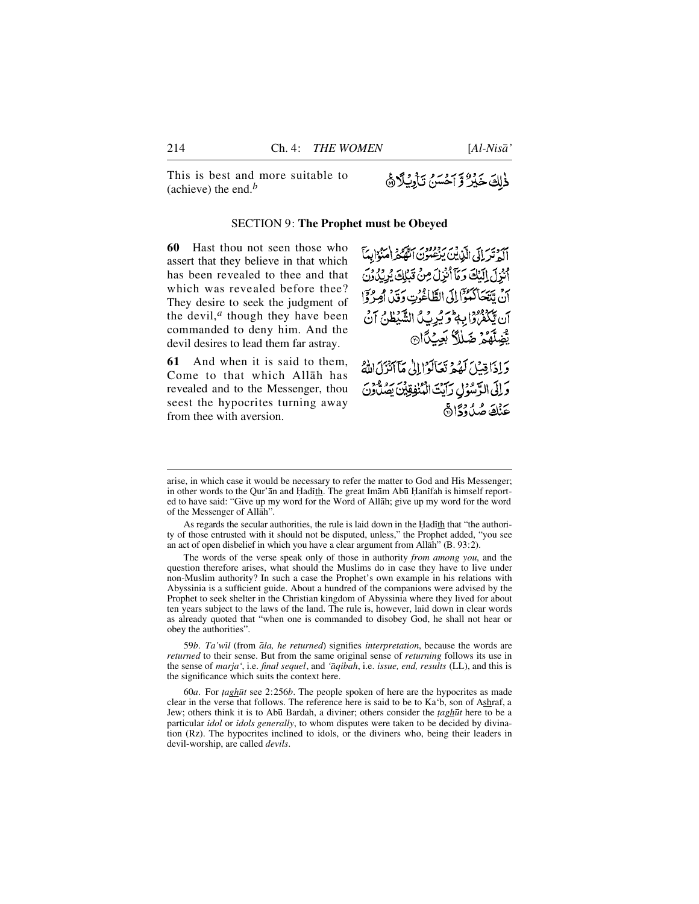This is best and more suitable to (achieve) the end.[b]

ذٰلِكَ خَيْرٌ وَّ اَحْسَنُ تَاْوِيْلًا ۟

SECTION 9: **The Prophet must be Obeyed**

**60** Hast thou not seen those who assert that they believe in that which has been revealed to thee and that which was revealed before thee? They desire to seek the judgment of the devil,[a] though they have been commanded to deny him. And the devil desires to lead them far astray.

اَلَمْ تَرَ اِلَى الَّذِيْنَ يَزْعُمُوْنَ اَنَّهُمْ اٰمَنُوْا بِمَاۤ اُنْزِلَ اِلَيْكَ وَمَاۤ اُنْزِلَ مِنْ قَبْلِكَ يُرِيْدُوْنَ اَنْ يَّتَحَاكَمُوْۤا اِلَى الطَّاغُوْتِ وَقَدْ اُمِرُوْۤا اَنْ يَّكْفُرُوْا بِهٖ ؕ وَيُرِيْدُ الشَّيْطٰنُ اَنْ يُّضِلَّهُمْ ضَلٰلًا بَعِيْدًا ۟

**61** And when it is said to them, Come to that which Allāh has revealed and to the Messenger, thou seest the hypocrites turning away from thee with aversion.

وَاِذَا قِيْلَ لَهُمْ تَعَالَوْا اِلٰى مَاۤ اَنْزَلَ اللّٰهُ وَاِلَى الرَّسُوْلِ رَاَيْتَ الْمُنٰفِقِيْنَ يَصُدُّوْنَ عَنْكَ صُدُوْدًا ۟ۚ

---

arise, in which case it would be necessary to refer the matter to God and His Messenger; in other words to the Qur'ān and Ḥadīth. The great Imām Abū Ḥanīfah is himself reported to have said: "Give up my word for the Word of Allāh; give up my word for the word of the Messenger of Allāh".

As regards the secular authorities, the rule is laid down in the Ḥadīth that "the authority of those entrusted with it should not be disputed, unless," the Prophet added, "you see an act of open disbelief in which you have a clear argument from Allāh" (B. 93:2).

The words of the verse speak only of those in authority *from among you*, and the question therefore arises, what should the Muslims do in case they have to live under non-Muslim authority? In such a case the Prophet's own example in his relations with Abyssinia is a sufficient guide. About a hundred of the companions were advised by the Prophet to seek shelter in the Christian kingdom of Abyssinia where they lived for about ten years subject to the laws of the land. The rule is, however, laid down in clear words as already quoted that "when one is commanded to disobey God, he shall not hear or obey the authorities".

59*b*. *Ta'wīl* (from *āla, he returned*) signifies *interpretation*, because the words are *returned* to their sense. But from the same original sense of *returning* follows its use in the sense of *marja'*, i.e. *final sequel*, and *'āqibah*, i.e. *issue, end, results* (LL), and this is the significance which suits the context here.

60*a*. For *ṭaghūt* see 2:256*b*. The people spoken of here are the hypocrites as made clear in the verse that follows. The reference here is said to be to Ka'b, son of Ashraf, a Jew; others think it is to Abū Bardah, a diviner; others consider the *ṭaghūt* here to be a particular *idol* or *idols generally*, to whom disputes were taken to be decided by divination (Rz). The hypocrites inclined to idols, or the diviners who, being their leaders in devil-worship, are called *devils*.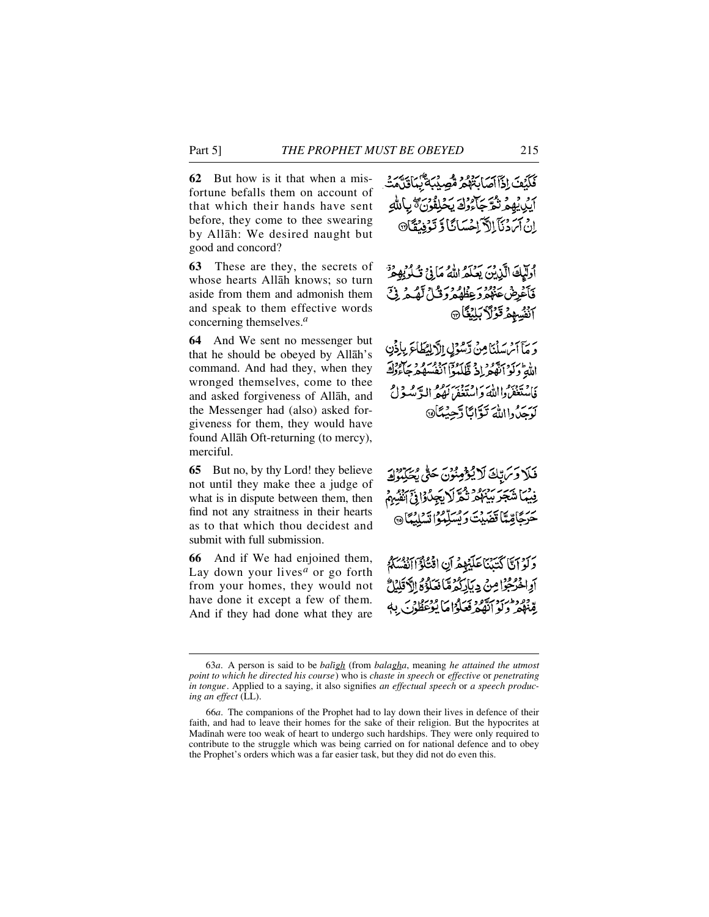**62** But how is it that when a misfortune befalls them on account of that which their hands have sent before, they come to thee swearing by Allāh: We desired naught but good and concord?

فَكَيْفَ إِذَآ أَصَابَتْهُم مُّصِيبَةٌۢ بِمَا قَدَّمَتْ أَيْدِيهِمْ ثُمَّ جَآءُوكَ يَحْلِفُونَ بِٱللَّهِ إِنْ أَرَدْنَآ إِلَّآ إِحْسَٰنًا وَتَوْفِيقًا ۝٦٢

**63** These are they, the secrets of whose hearts Allāh knows; so turn aside from them and admonish them and speak to them effective words concerning themselves.[a]

أُو۟لَٰٓئِكَ ٱلَّذِينَ يَعْلَمُ ٱللَّهُ مَا فِى قُلُوبِهِمْ فَأَعْرِضْ عَنْهُمْ وَعِظْهُمْ وَقُل لَّهُمْ فِىٓ أَنفُسِهِمْ قَوْلًۢا بَلِيغًا ۝٦٣

**64** And We sent no messenger but that he should be obeyed by Allāh's command. And had they, when they wronged themselves, come to thee and asked forgiveness of Allāh, and the Messenger had (also) asked forgiveness for them, they would have found Allāh Oft-returning (to mercy), merciful.

وَمَآ أَرْسَلْنَا مِن رَّسُولٍ إِلَّا لِيُطَاعَ بِإِذْنِ ٱللَّهِ ۚ وَلَوْ أَنَّهُمْ إِذ ظَّلَمُوٓا۟ أَنفُسَهُمْ جَآءُوكَ فَٱسْتَغْفَرُوا۟ ٱللَّهَ وَٱسْتَغْفَرَ لَهُمُ ٱلرَّسُولُ لَوَجَدُوا۟ ٱللَّهَ تَوَّابًا رَّحِيمًا ۝٦٤

**65** But no, by thy Lord! they believe not until they make thee a judge of what is in dispute between them, then find not any straitness in their hearts as to that which thou decidest and submit with full submission.

فَلَا وَرَبِّكَ لَا يُؤْمِنُونَ حَتَّىٰ يُحَكِّمُوكَ فِيمَا شَجَرَ بَيْنَهُمْ ثُمَّ لَا يَجِدُوا۟ فِىٓ أَنفُسِهِمْ حَرَجًا مِّمَّا قَضَيْتَ وَيُسَلِّمُوا۟ تَسْلِيمًا ۝٦٥

**66** And if We had enjoined them, Lay down your lives[a] or go forth from your homes, they would not have done it except a few of them. And if they had done what they are

وَلَوْ أَنَّا كَتَبْنَا عَلَيْهِمْ أَنِ ٱقْتُلُوٓا۟ أَنفُسَكُمْ أَوِ ٱخْرُجُوا۟ مِن دِيَٰرِكُم مَّا فَعَلُوهُ إِلَّا قَلِيلٌ مِّنْهُمْ ۖ وَلَوْ أَنَّهُمْ فَعَلُوا۟ مَا يُوعَظُونَ بِهِۦ

---

63*a*. A person is said to be *balīgh* (from *balagha*, meaning *he attained the utmost point to which he directed his course*) who is *chaste in speech* or *effective* or *penetrating in tongue*. Applied to a saying, it also signifies *an effectual speech* or *a speech producing an effect* (LL).

66*a*. The companions of the Prophet had to lay down their lives in defence of their faith, and had to leave their homes for the sake of their religion. But the hypocrites at Madīnah were too weak of heart to undergo such hardships. They were only required to contribute to the struggle which was being carried on for national defence and to obey the Prophet's orders which was a far easier task, but they did not do even this.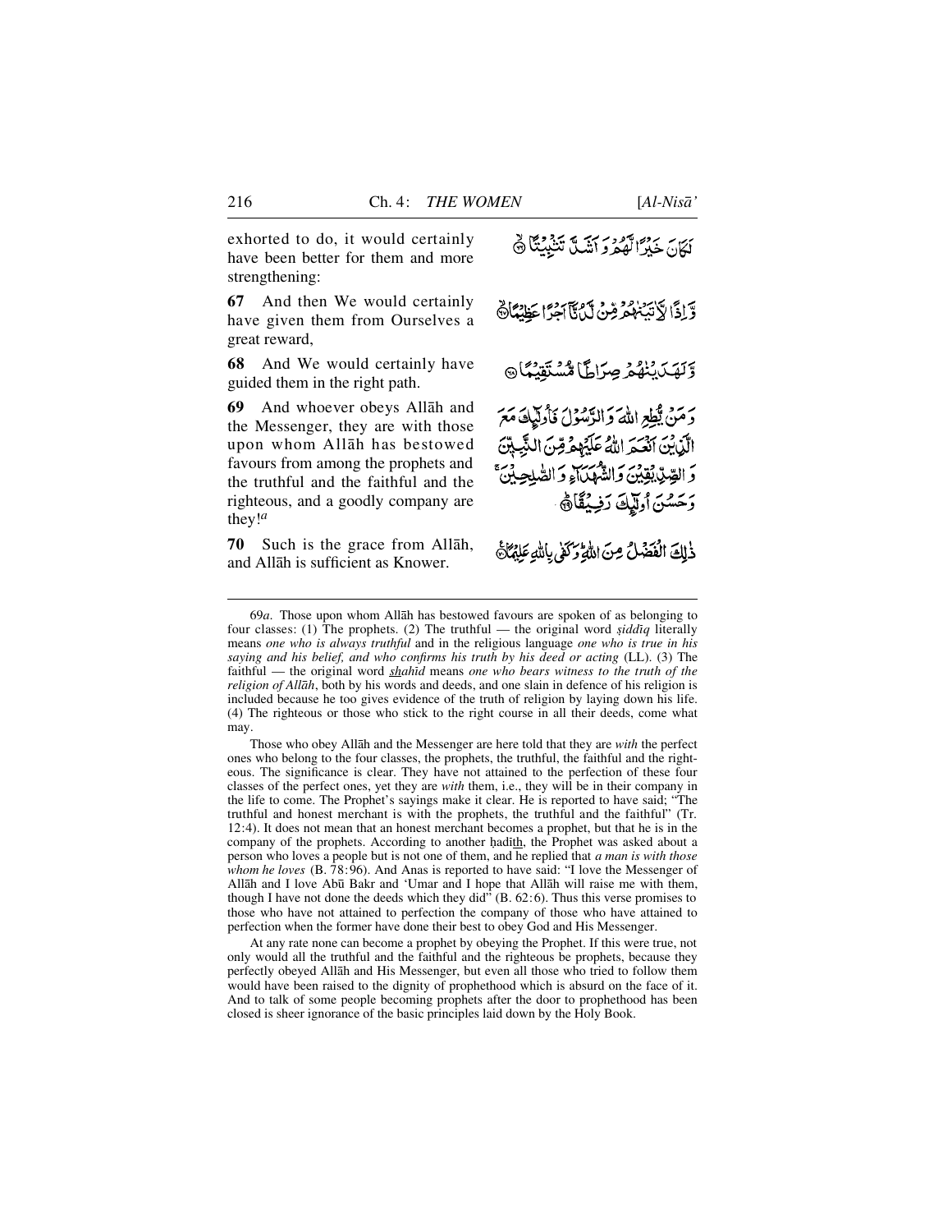exhorted to do, it would certainly have been better for them and more strengthening:

لَكَانَ خَيْرًا لَّهُمْ وَ اَشَدَّ تَثْبِيْتًا ۙ﴿۶۶﴾

**67** And then We would certainly have given them from Ourselves a great reward,

وَّ اِذًا لَّاٰتَيْنٰهُمْ مِّنْ لَّدُنَّاۤ اَجْرًا عَظِيْمًا ﴿ۙ۶۷﴾

**68** And We would certainly have guided them in the right path.

وَّ لَهَدَيْنٰهُمْ صِرَاطًا مُّسْتَقِيْمًا ﴿۶۸﴾

**69** And whoever obeys Allāh and the Messenger, they are with those upon whom Allāh has bestowed favours from among the prophets and the truthful and the faithful and the righteous, and a goodly company are they![a]

وَ مَنْ يُّطِعِ اللّٰهَ وَ الرَّسُوْلَ فَاُولٰٓئِكَ مَعَ الَّذِيْنَ اَنْعَمَ اللّٰهُ عَلَيْهِمْ مِّنَ النَّبِيّٖنَ وَ الصِّدِّيْقِيْنَ وَ الشُّهَدَآءِ وَ الصّٰلِحِيْنَ ۚ وَ حَسُنَ اُولٰٓئِكَ رَفِيْقًا ﴿ؕ۶۹﴾

**70** Such is the grace from Allāh, and Allāh is sufficient as Knower.

ذٰلِكَ الْفَضْلُ مِنَ اللّٰهِ ؕ وَ كَفٰى بِاللّٰهِ عَلِيْمًا ﴿۷۰﴾

---

69*a*. Those upon whom Allāh has bestowed favours are spoken of as belonging to four classes: (1) The prophets. (2) The truthful — the original word *ṣiddīq* literally means *one who is always truthful* and in the religious language *one who is true in his saying and his belief, and who confirms his truth by his deed or acting* (LL). (3) The faithful — the original word *shahīd* means *one who bears witness to the truth of the religion of Allāh*, both by his words and deeds, and one slain in defence of his religion is included because he too gives evidence of the truth of religion by laying down his life. (4) The righteous or those who stick to the right course in all their deeds, come what may.

Those who obey Allāh and the Messenger are here told that they are *with* the perfect ones who belong to the four classes, the prophets, the truthful, the faithful and the righteous. The significance is clear. They have not attained to the perfection of these four classes of the perfect ones, yet they are *with* them, i.e., they will be in their company in the life to come. The Prophet's sayings make it clear. He is reported to have said; "The truthful and honest merchant is with the prophets, the truthful and the faithful" (Tr. 12:4). It does not mean that an honest merchant becomes a prophet, but that he is in the company of the prophets. According to another ḥadīth, the Prophet was asked about a person who loves a people but is not one of them, and he replied that *a man is with those whom he loves* (B. 78:96). And Anas is reported to have said: "I love the Messenger of Allāh and I love Abū Bakr and 'Umar and I hope that Allāh will raise me with them, though I have not done the deeds which they did" (B. 62:6). Thus this verse promises to those who have not attained to perfection the company of those who have attained to perfection when the former have done their best to obey God and His Messenger.

At any rate none can become a prophet by obeying the Prophet. If this were true, not only would all the truthful and the faithful and the righteous be prophets, because they perfectly obeyed Allāh and His Messenger, but even all those who tried to follow them would have been raised to the dignity of prophethood which is absurd on the face of it. And to talk of some people becoming prophets after the door to prophethood has been closed is sheer ignorance of the basic principles laid down by the Holy Book.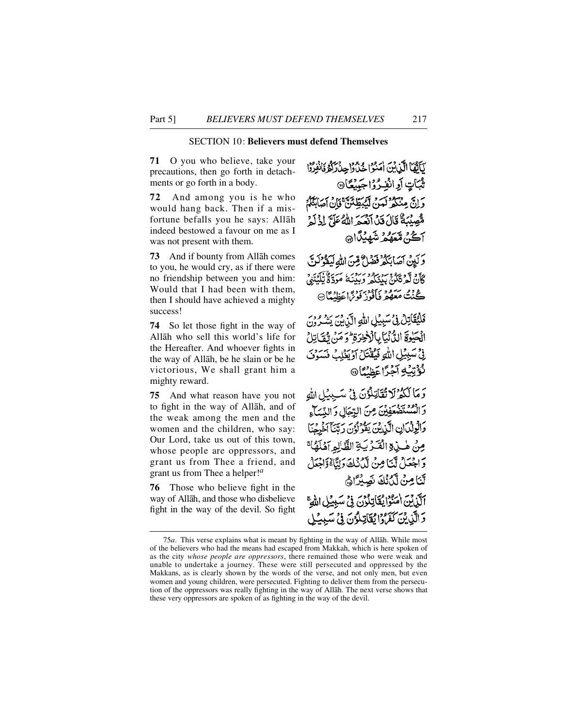## SECTION 10: Believers must defend Themselves

**71** O you who believe, take your precautions, then go forth in detachments or go forth in a body.

يَاأَيُّهَا الَّذِينَ آمَنُوا خُذُوا حِذْرَكُمْ فَانْفِرُوا ثُبَاتٍ أَوِ انْفِرُوا جَمِيعًا ﴿٧١﴾

**72** And among you is he who would hang back. Then if a misfortune befalls you he says: Allāh indeed bestowed a favour on me as I was not present with them.

وَإِنَّ مِنْكُمْ لَمَنْ لَيُبَطِّئَنَّ فَإِنْ أَصَابَتْكُمْ مُصِيبَةٌ قَالَ قَدْ أَنْعَمَ اللَّهُ عَلَيَّ إِذْ لَمْ أَكُنْ مَعَهُمْ شَهِيدًا ﴿٧٢﴾

**73** And if bounty from Allāh comes to you, he would cry, as if there were no friendship between you and him: Would that I had been with them, then I should have achieved a mighty success!

وَلَئِنْ أَصَابَكُمْ فَضْلٌ مِنَ اللَّهِ لَيَقُولَنَّ كَأَنْ لَمْ تَكُنْ بَيْنَكُمْ وَبَيْنَهُ مَوَدَّةٌ يَا لَيْتَنِي كُنْتُ مَعَهُمْ فَأَفُوزَ فَوْزًا عَظِيمًا ﴿٧٣﴾

**74** So let those fight in the way of Allāh who sell this world's life for the Hereafter. And whoever fights in the way of Allāh, be he slain or be he victorious, We shall grant him a mighty reward.

فَلْيُقَاتِلْ فِي سَبِيلِ اللَّهِ الَّذِينَ يَشْرُونَ الْحَيَاةَ الدُّنْيَا بِالْآخِرَةِ وَمَنْ يُقَاتِلْ فِي سَبِيلِ اللَّهِ فَيُقْتَلْ أَوْ يَغْلِبْ فَسَوْفَ نُؤْتِيهِ أَجْرًا عَظِيمًا ﴿٧٤﴾

**75** And what reason have you not to fight in the way of Allāh, and of the weak among the men and the women and the children, who say: Our Lord, take us out of this town, whose people are oppressors, and grant us from Thee a friend, and grant us from Thee a helper![a]

وَمَا لَكُمْ لَا تُقَاتِلُونَ فِي سَبِيلِ اللَّهِ وَالْمُسْتَضْعَفِينَ مِنَ الرِّجَالِ وَالنِّسَاءِ وَالْوِلْدَانِ الَّذِينَ يَقُولُونَ رَبَّنَا أَخْرِجْنَا مِنْ هَٰذِهِ الْقَرْيَةِ الظَّالِمِ أَهْلُهَا وَاجْعَلْ لَنَا مِنْ لَدُنْكَ وَلِيًّا وَاجْعَلْ لَنَا مِنْ لَدُنْكَ نَصِيرًا ﴿٧٥﴾

**76** Those who believe fight in the way of Allāh, and those who disbelieve fight in the way of the devil. So fight

الَّذِينَ آمَنُوا يُقَاتِلُونَ فِي سَبِيلِ اللَّهِ وَالَّذِينَ كَفَرُوا يُقَاتِلُونَ فِي سَبِيلِ

---

75*a*. This verse explains what is meant by fighting in the way of Allāh. While most of the believers who had the means had escaped from Makkah, which is here spoken of as the city *whose people are oppressors*, there remained those who were weak and unable to undertake a journey. These were still persecuted and oppressed by the Makkans, as is clearly shown by the words of the verse, and not only men, but even women and young children, were persecuted. Fighting to deliver them from the persecution of the oppressors was really fighting in the way of Allāh. The next verse shows that these very oppressors are spoken of as fighting in the way of the devil.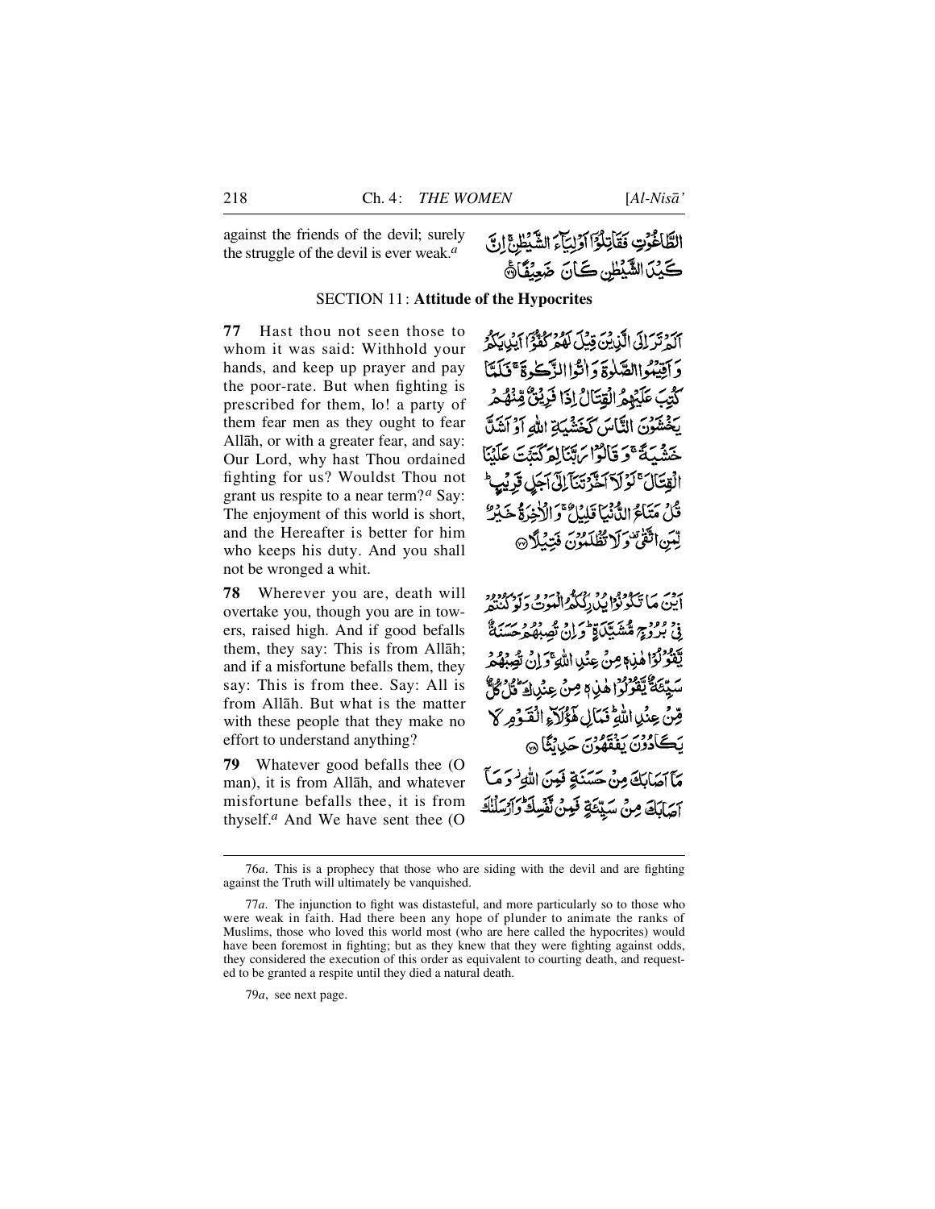against the friends of the devil; surely the struggle of the devil is ever weak.[a]

الطَّاغُوتِ فَقَاتِلُوٓا أَوْلِيَآءَ الشَّيْطٰنِ ۚ إِنَّ كَيْدَ الشَّيْطٰنِ كَانَ ضَعِيفًا ۝

SECTION 11: **Attitude of the Hypocrites**

**77** Hast thou not seen those to whom it was said: Withhold your hands, and keep up prayer and pay the poor-rate. But when fighting is prescribed for them, lo! a party of them fear men as they ought to fear Allāh, or with a greater fear, and say: Our Lord, why hast Thou ordained fighting for us? Wouldst Thou not grant us respite to a near term?[a] Say: The enjoyment of this world is short, and the Hereafter is better for him who keeps his duty. And you shall not be wronged a whit.

أَلَمْ تَرَ إِلَى الَّذِينَ قِيلَ لَهُمْ كُفُّوٓا أَيْدِيَكُمْ وَأَقِيمُوا الصَّلٰوةَ وَءَاتُوا الزَّكٰوةَ ۚ فَلَمَّا كُتِبَ عَلَيْهِمُ الْقِتَالُ إِذَا فَرِيقٌ مِّنْهُمْ يَخْشَوْنَ النَّاسَ كَخَشْيَةِ اللّٰهِ أَوْ أَشَدَّ خَشْيَةً ۚ وَقَالُوا رَبَّنَا لِمَ كَتَبْتَ عَلَيْنَا الْقِتَالَ ۚ لَوْلَآ أَخَّرْتَنَآ إِلَىٰٓ أَجَلٍ قَرِيبٍ ۗ قُلْ مَتَاعُ الدُّنْيَا قَلِيلٌ ۚ وَالْءَاخِرَةُ خَيْرٌ لِّمَنِ اتَّقَىٰ وَلَا تُظْلَمُونَ فَتِيلًا ۝

**78** Wherever you are, death will overtake you, though you are in towers, raised high. And if good befalls them, they say: This is from Allāh; and if a misfortune befalls them, they say: This is from thee. Say: All is from Allāh. But what is the matter with these people that they make no effort to understand anything?

أَيْنَ مَا تَكُونُوا يُدْرِككُّمُ الْمَوْتُ وَلَوْ كُنتُمْ فِي بُرُوجٍ مُّشَيَّدَةٍ ۗ وَإِن تُصِبْهُمْ حَسَنَةٌ يَقُولُوا هٰذِهِۦ مِنْ عِندِ اللّٰهِ ۖ وَإِن تُصِبْهُمْ سَيِّئَةٌ يَقُولُوا هٰذِهِۦ مِنْ عِندِكَ ۚ قُلْ كُلٌّ مِّنْ عِندِ اللّٰهِ ۖ فَمَالِ هٰٓؤُلَآءِ الْقَوْمِ لَا يَكَادُونَ يَفْقَهُونَ حَدِيثًا ۝

**79** Whatever good befalls thee (O man), it is from Allāh, and whatever misfortune befalls thee, it is from thyself.[a] And We have sent thee (O

مَّآ أَصَابَكَ مِنْ حَسَنَةٍ فَمِنَ اللّٰهِ ۖ وَمَآ أَصَابَكَ مِن سَيِّئَةٍ فَمِن نَّفْسِكَ ۚ وَأَرْسَلْنٰكَ

---

76*a*. This is a prophecy that those who are siding with the devil and are fighting against the Truth will ultimately be vanquished.

77*a*. The injunction to fight was distasteful, and more particularly so to those who were weak in faith. Had there been any hope of plunder to animate the ranks of Muslims, those who loved this world most (who are here called the hypocrites) would have been foremost in fighting; but as they knew that they were fighting against odds, they considered the execution of this order as equivalent to courting death, and requested to be granted a respite until they died a natural death.

79*a*, see next page.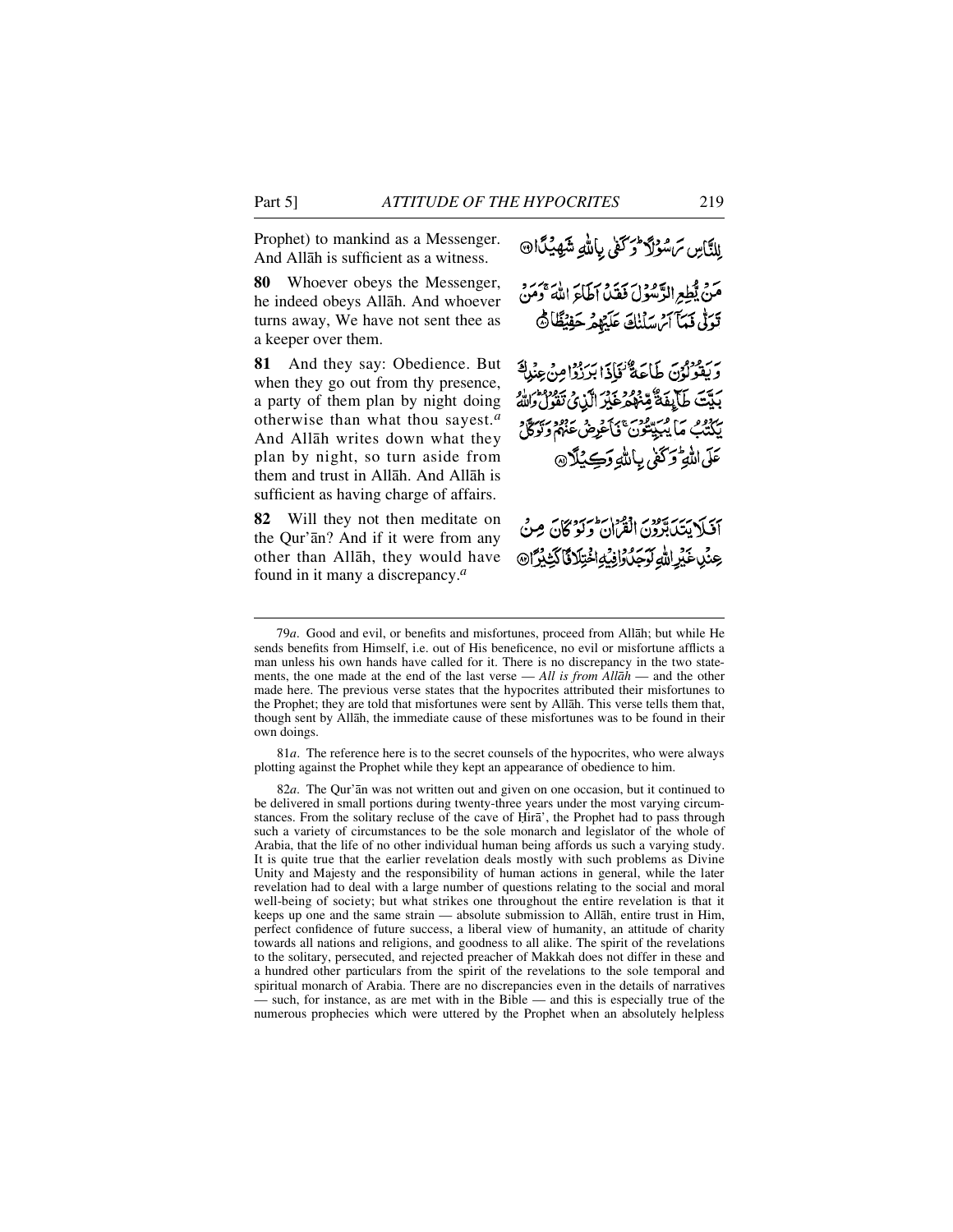Prophet) to mankind as a Messenger. And Allāh is sufficient as a witness.

لِلنَّاسِ رَسُوْلًا ۗ وَكَفٰى بِاللّٰهِ شَهِيْدًا ﴿٧٩﴾

**80** Whoever obeys the Messenger, he indeed obeys Allāh. And whoever turns away, We have not sent thee as a keeper over them.

مَنْ يُّطِعِ الرَّسُوْلَ فَقَدْ اَطَاعَ اللّٰهَ ۚ وَمَنْ تَوَلّٰى فَمَآ اَرْسَلْنٰكَ عَلَيْهِمْ حَفِيْظًا ﴿٨٠﴾

**81** And they say: Obedience. But when they go out from thy presence, a party of them plan by night doing otherwise than what thou sayest.[a] And Allāh writes down what they plan by night, so turn aside from them and trust in Allāh. And Allāh is sufficient as having charge of affairs.

وَيَقُوْلُوْنَ طَاعَةٌ ۡ فَاِذَا بَرَزُوْا مِنْ عِنْدِكَ بَيَّتَ طَآئِفَةٌ مِّنْهُمْ غَيْرَ الَّذِيْ تَقُوْلُ ۚ وَاللّٰهُ يَكْتُبُ مَا يُبَيِّتُوْنَ ۚ فَاَعْرِضْ عَنْهُمْ وَتَوَكَّلْ عَلَى اللّٰهِ ۚ وَكَفٰى بِاللّٰهِ وَكِيْلًا ﴿٨١﴾

**82** Will they not then meditate on the Qur'ān? And if it were from any other than Allāh, they would have found in it many a discrepancy.[a]

اَفَلَا يَتَدَبَّرُوْنَ الْقُرْاٰنَ ۚ وَلَوْ كَانَ مِنْ عِنْدِ غَيْرِ اللّٰهِ لَوَجَدُوْا فِيْهِ اخْتِلَافًا كَثِيْرًا ﴿٨٢﴾

---

79*a*. Good and evil, or benefits and misfortunes, proceed from Allāh; but while He sends benefits from Himself, i.e. out of His beneficence, no evil or misfortune afflicts a man unless his own hands have called for it. There is no discrepancy in the two statements, the one made at the end of the last verse — *All is from Allāh* — and the other made here. The previous verse states that the hypocrites attributed their misfortunes to the Prophet; they are told that misfortunes were sent by Allāh. This verse tells them that, though sent by Allāh, the immediate cause of these misfortunes was to be found in their own doings.

81*a*. The reference here is to the secret counsels of the hypocrites, who were always plotting against the Prophet while they kept an appearance of obedience to him.

82*a*. The Qur'ān was not written out and given on one occasion, but it continued to be delivered in small portions during twenty-three years under the most varying circumstances. From the solitary recluse of the cave of Ḥirā', the Prophet had to pass through such a variety of circumstances to be the sole monarch and legislator of the whole of Arabia, that the life of no other individual human being affords us such a varying study. It is quite true that the earlier revelation deals mostly with such problems as Divine Unity and Majesty and the responsibility of human actions in general, while the later revelation had to deal with a large number of questions relating to the social and moral well-being of society; but what strikes one throughout the entire revelation is that it keeps up one and the same strain — absolute submission to Allāh, entire trust in Him, perfect confidence of future success, a liberal view of humanity, an attitude of charity towards all nations and religions, and goodness to all alike. The spirit of the revelations to the solitary, persecuted, and rejected preacher of Makkah does not differ in these and a hundred other particulars from the spirit of the revelations to the sole temporal and spiritual monarch of Arabia. There are no discrepancies even in the details of narratives — such, for instance, as are met with in the Bible — and this is especially true of the numerous prophecies which were uttered by the Prophet when an absolutely helpless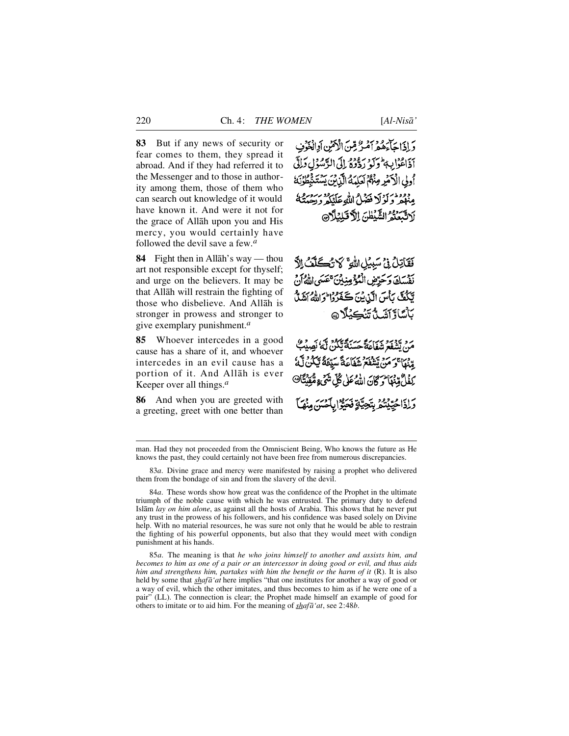**83** But if any news of security or fear comes to them, they spread it abroad. And if they had referred it to the Messenger and to those in authority among them, those of them who can search out knowledge of it would have known it. And were it not for the grace of Allāh upon you and His mercy, you would certainly have followed the devil save a few.[a]

وَ اِذَا جَآءَهُمۡ اَمۡرٌ مِّنَ الۡاَمۡنِ اَوِ الۡخَوۡفِ اَذَاعُوۡا بِهٖ ؕ وَ لَوۡ رَدُّوۡهُ اِلَى الرَّسُوۡلِ وَ اِلٰۤی اُولِی الۡاَمۡرِ مِنۡهُمۡ لَعَلِمَهُ الَّذِیۡنَ یَسۡتَنۡۢبِطُوۡنَهٗ مِنۡهُمۡ ؕ وَ لَوۡ لَا فَضۡلُ اللّٰهِ عَلَیۡکُمۡ وَ رَحۡمَتُهٗ لَاتَّبَعۡتُمُ الشَّیۡطٰنَ اِلَّا قَلِیۡلًا ﴿۸۳﴾

**84** Fight then in Allāh's way — thou art not responsible except for thyself; and urge on the believers. It may be that Allāh will restrain the fighting of those who disbelieve. And Allāh is stronger in prowess and stronger to give exemplary punishment.[a]

فَقَاتِلۡ فِیۡ سَبِیۡلِ اللّٰهِ ۚ لَا تُکَلَّفُ اِلَّا نَفۡسَکَ وَ حَرِّضِ الۡمُؤۡمِنِیۡنَ ۚ عَسَی اللّٰهُ اَنۡ یَّکُفَّ بَاۡسَ الَّذِیۡنَ کَفَرُوۡا ؕ وَ اللّٰهُ اَشَدُّ بَاۡسًا وَّ اَشَدُّ تَنۡکِیۡلًا ﴿۸۴﴾

**85** Whoever intercedes in a good cause has a share of it, and whoever intercedes in an evil cause has a portion of it. And Allāh is ever Keeper over all things.[a]

مَنۡ یَّشۡفَعۡ شَفَاعَۃً حَسَنَۃً یَّکُنۡ لَّهٗ نَصِیۡبٌ مِّنۡهَا ۚ وَ مَنۡ یَّشۡفَعۡ شَفَاعَۃً سَیِّئَۃً یَّکُنۡ لَّهٗ کِفۡلٌ مِّنۡهَا ؕ وَ کَانَ اللّٰهُ عَلٰی کُلِّ شَیۡءٍ مُّقِیۡتًا ﴿۸۵﴾

**86** And when you are greeted with a greeting, greet with one better than

وَ اِذَا حُیِّیۡتُمۡ بِتَحِیَّۃٍ فَحَیُّوۡا بِاَحۡسَنَ مِنۡهَاۤ

---

man. Had they not proceeded from the Omniscient Being, Who knows the future as He knows the past, they could certainly not have been free from numerous discrepancies.

83*a*. Divine grace and mercy were manifested by raising a prophet who delivered them from the bondage of sin and from the slavery of the devil.

84*a*. These words show how great was the confidence of the Prophet in the ultimate triumph of the noble cause with which he was entrusted. The primary duty to defend Islām *lay on him alone*, as against all the hosts of Arabia. This shows that he never put any trust in the prowess of his followers, and his confidence was based solely on Divine help. With no material resources, he was sure not only that he would be able to restrain the fighting of his powerful opponents, but also that they would meet with condign punishment at his hands.

85*a*. The meaning is that *he who joins himself to another and assists him, and becomes to him as one of a pair or an intercessor in doing good or evil, and thus aids him and strengthens him, partakes with him the benefit or the harm of it* (R). It is also held by some that *shafā'at* here implies "that one institutes for another a way of good or a way of evil, which the other imitates, and thus becomes to him as if he were one of a pair" (LL). The connection is clear; the Prophet made himself an example of good for others to imitate or to aid him. For the meaning of *shafā'at*, see 2:48*b*.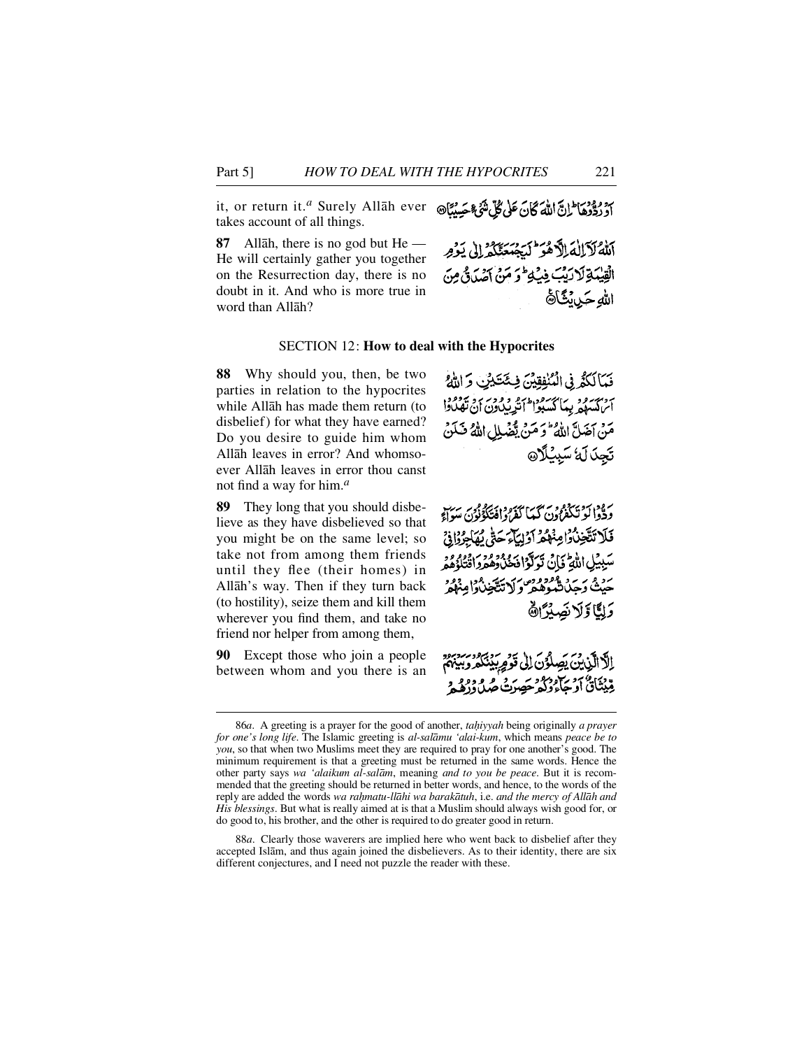it, or return it.[a] Surely Allāh ever takes account of all things.

أَوْ رُدُّوهَا ۗ إِنَّ اللَّهَ كَانَ عَلَىٰ كُلِّ شَيْءٍ حَسِيبًا

**87** Allāh, there is no god but He — He will certainly gather you together on the Resurrection day, there is no doubt in it. And who is more true in word than Allāh?

اللَّهُ لَا إِلَٰهَ إِلَّا هُوَ ۚ لَيَجْمَعَنَّكُمْ إِلَىٰ يَوْمِ الْقِيَامَةِ لَا رَيْبَ فِيهِ ۗ وَمَنْ أَصْدَقُ مِنَ اللَّهِ حَدِيثًا

## SECTION 12: **How to deal with the Hypocrites**

**88** Why should you, then, be two parties in relation to the hypocrites while Allāh has made them return (to disbelief) for what they have earned? Do you desire to guide him whom Allāh leaves in error? And whomsoever Allāh leaves in error thou canst not find a way for him.[a]

فَمَا لَكُمْ فِي الْمُنَافِقِينَ فِئَتَيْنِ وَاللَّهُ أَرْكَسَهُمْ بِمَا كَسَبُوا ۚ أَتُرِيدُونَ أَنْ تَهْدُوا مَنْ أَضَلَّ اللَّهُ ۖ وَمَنْ يُضْلِلِ اللَّهُ فَلَنْ تَجِدَ لَهُ سَبِيلًا

**89** They long that you should disbelieve as they have disbelieved so that you might be on the same level; so take not from among them friends until they flee (their homes) in Allāh's way. Then if they turn back (to hostility), seize them and kill them wherever you find them, and take no friend nor helper from among them,

وَدُّوا لَوْ تَكْفُرُونَ كَمَا كَفَرُوا فَتَكُونُونَ سَوَاءً ۖ فَلَا تَتَّخِذُوا مِنْهُمْ أَوْلِيَاءَ حَتَّىٰ يُهَاجِرُوا فِي سَبِيلِ اللَّهِ ۚ فَإِنْ تَوَلَّوْا فَخُذُوهُمْ وَاقْتُلُوهُمْ حَيْثُ وَجَدْتُمُوهُمْ ۖ وَلَا تَتَّخِذُوا مِنْهُمْ وَلِيًّا وَلَا نَصِيرًا

**90** Except those who join a people between whom and you there is an

إِلَّا الَّذِينَ يَصِلُونَ إِلَىٰ قَوْمٍ بَيْنَكُمْ وَبَيْنَهُمْ مِيثَاقٌ أَوْ جَاءُوكُمْ حَصِرَتْ صُدُورُهُمْ

---

86*a*. A greeting is a prayer for the good of another, *taḥiyyah* being originally *a prayer for one's long life*. The Islamic greeting is *al-salāmu 'alai-kum*, which means *peace be to you*, so that when two Muslims meet they are required to pray for one another's good. The minimum requirement is that a greeting must be returned in the same words. Hence the other party says *wa 'alaikum al-salām*, meaning *and to you be peace*. But it is recommended that the greeting should be returned in better words, and hence, to the words of the reply are added the words *wa raḥmatu-llāhi wa barakātuh*, i.e. *and the mercy of Allāh and His blessings*. But what is really aimed at is that a Muslim should always wish good for, or do good to, his brother, and the other is required to do greater good in return.

88*a*. Clearly those waverers are implied here who went back to disbelief after they accepted Islām, and thus again joined the disbelievers. As to their identity, there are six different conjectures, and I need not puzzle the reader with these.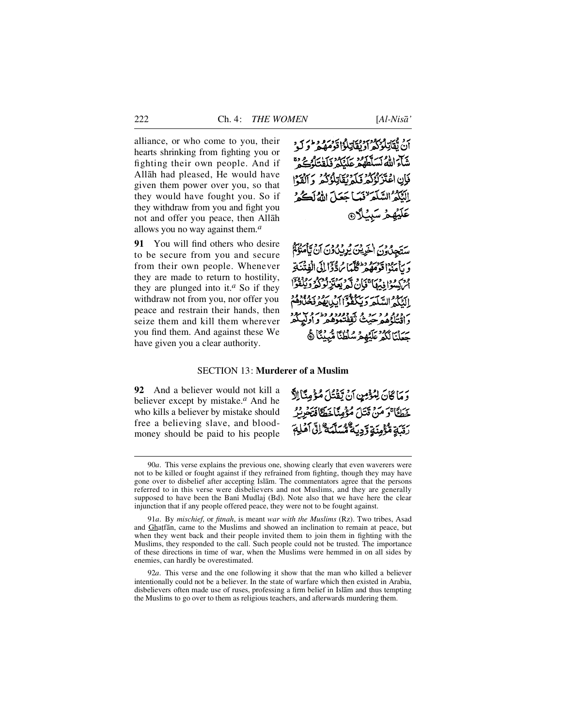alliance, or who come to you, their hearts shrinking from fighting you or fighting their own people. And if Allāh had pleased, He would have given them power over you, so that they would have fought you. So if they withdraw from you and fight you not and offer you peace, then Allāh allows you no way against them.[a]

أَنْ يُقَاتِلُوكُمْ أَوْ يُقَاتِلُوا قَوْمَهُمْ ۚ وَلَوْ شَاءَ اللَّهُ لَسَلَّطَهُمْ عَلَيْكُمْ فَلَقَاتَلُوكُمْ ۚ فَإِنِ اعْتَزَلُوكُمْ فَلَمْ يُقَاتِلُوكُمْ وَأَلْقَوْا إِلَيْكُمُ السَّلَمَ فَمَا جَعَلَ اللَّهُ لَكُمْ عَلَيْهِمْ سَبِيلًا ﴿٩٠﴾

**91** You will find others who desire to be secure from you and secure from their own people. Whenever they are made to return to hostility, they are plunged into it.[a] So if they withdraw not from you, nor offer you peace and restrain their hands, then seize them and kill them wherever you find them. And against these We have given you a clear authority.

سَتَجِدُونَ آخَرِينَ يُرِيدُونَ أَنْ يَأْمَنُوكُمْ وَيَأْمَنُوا قَوْمَهُمْ كُلَّمَا رُدُّوا إِلَى الْفِتْنَةِ أُرْكِسُوا فِيهَا ۚ فَإِنْ لَمْ يَعْتَزِلُوكُمْ وَيُلْقُوا إِلَيْكُمُ السَّلَمَ وَيَكُفُّوا أَيْدِيَهُمْ فَخُذُوهُمْ وَاقْتُلُوهُمْ حَيْثُ ثَقِفْتُمُوهُمْ ۚ وَأُولَٰئِكُمْ جَعَلْنَا لَكُمْ عَلَيْهِمْ سُلْطَانًا مُبِينًا ﴿٩١﴾

## SECTION 13: **Murderer of a Muslim**

**92** And a believer would not kill a believer except by mistake.[a] And he who kills a believer by mistake should free a believing slave, and blood-money should be paid to his people

وَمَا كَانَ لِمُؤْمِنٍ أَنْ يَقْتُلَ مُؤْمِنًا إِلَّا خَطَأً ۚ وَمَنْ قَتَلَ مُؤْمِنًا خَطَأً فَتَحْرِيرُ رَقَبَةٍ مُؤْمِنَةٍ وَدِيَةٌ مُسَلَّمَةٌ إِلَىٰ أَهْلِهِ

---

90*a*. This verse explains the previous one, showing clearly that even waverers were not to be killed or fought against if they refrained from fighting, though they may have gone over to disbelief after accepting Islām. The commentators agree that the persons referred to in this verse were disbelievers and not Muslims, and they are generally supposed to have been the Banī Mudlaj (Bd). Note also that we have here the clear injunction that if any people offered peace, they were not to be fought against.

91*a*. By *mischief*, or *fitnah*, is meant *war with the Muslims* (Rz). Two tribes, Asad and Ghaṭfān, came to the Muslims and showed an inclination to remain at peace, but when they went back and their people invited them to join them in fighting with the Muslims, they responded to the call. Such people could not be trusted. The importance of these directions in time of war, when the Muslims were hemmed in on all sides by enemies, can hardly be overestimated.

92*a*. This verse and the one following it show that the man who killed a believer intentionally could not be a believer. In the state of warfare which then existed in Arabia, disbelievers often made use of ruses, professing a firm belief in Islām and thus tempting the Muslims to go over to them as religious teachers, and afterwards murdering them.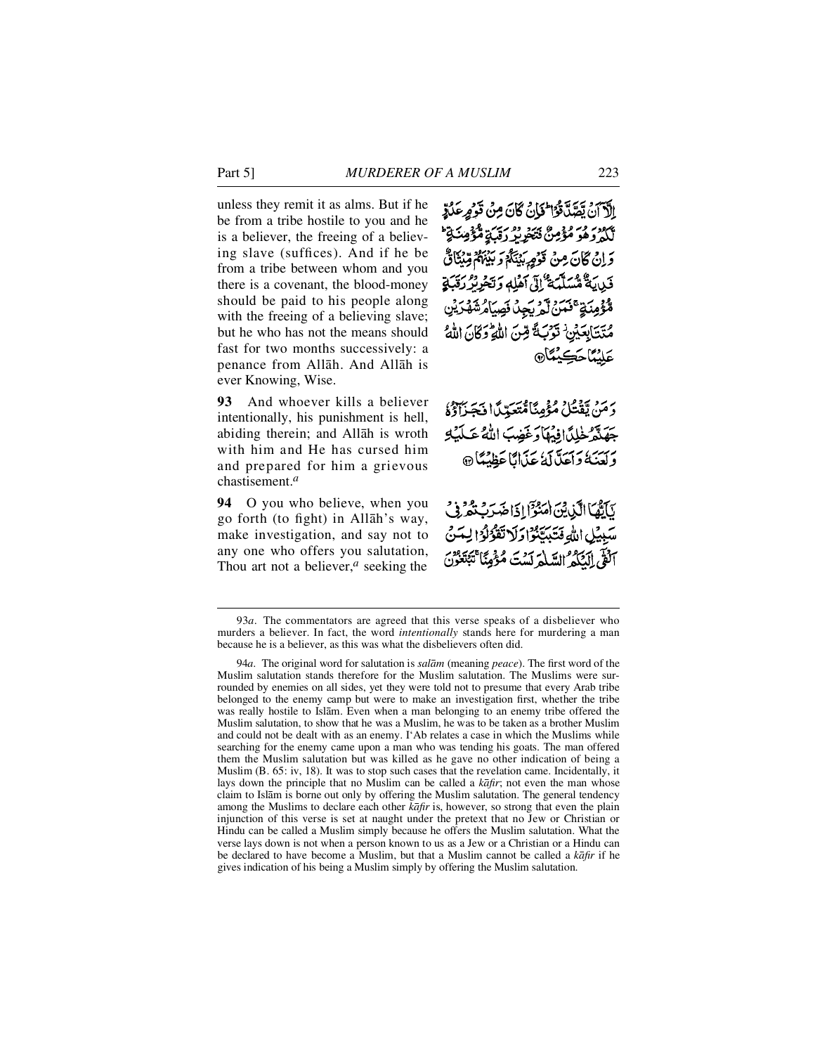unless they remit it as alms. But if he be from a tribe hostile to you and he is a believer, the freeing of a believing slave (suffices). And if he be from a tribe between whom and you there is a covenant, the blood-money should be paid to his people along with the freeing of a believing slave; but he who has not the means should fast for two months successively: a penance from Allāh. And Allāh is ever Knowing, Wise.

إِلَّآ أَن يَصَّدَّقُوا۟ ۚ فَإِن كَانَ مِن قَوْمٍ عَدُوٍّ لَّكُمْ وَهُوَ مُؤْمِنٌ فَتَحْرِيرُ رَقَبَةٍ مُّؤْمِنَةٍ ۖ وَإِن كَانَ مِن قَوْمٍۭ بَيْنَكُمْ وَبَيْنَهُم مِّيثَٰقٌ فَدِيَةٌ مُّسَلَّمَةٌ إِلَىٰٓ أَهْلِهِۦ وَتَحْرِيرُ رَقَبَةٍ مُّؤْمِنَةٍ ۖ فَمَن لَّمْ يَجِدْ فَصِيَامُ شَهْرَيْنِ مُتَتَابِعَيْنِ تَوْبَةً مِّنَ ٱللَّهِ ۗ وَكَانَ ٱللَّهُ عَلِيمًا حَكِيمًا ﴿٩٢﴾

**93** And whoever kills a believer intentionally, his punishment is hell, abiding therein; and Allāh is wroth with him and He has cursed him and prepared for him a grievous chastisement.[a]

وَمَن يَقْتُلْ مُؤْمِنًا مُّتَعَمِّدًا فَجَزَآؤُهُۥ جَهَنَّمُ خَٰلِدًا فِيهَا وَغَضِبَ ٱللَّهُ عَلَيْهِ وَلَعَنَهُۥ وَأَعَدَّ لَهُۥ عَذَابًا عَظِيمًا ﴿٩٣﴾

**94** O you who believe, when you go forth (to fight) in Allāh's way, make investigation, and say not to any one who offers you salutation, Thou art not a believer,[a] seeking the

يَٰٓأَيُّهَا ٱلَّذِينَ ءَامَنُوٓا۟ إِذَا ضَرَبْتُمْ فِى سَبِيلِ ٱللَّهِ فَتَبَيَّنُوا۟ وَلَا تَقُولُوا۟ لِمَنْ أَلْقَىٰٓ إِلَيْكُمُ ٱلسَّلَٰمَ لَسْتَ مُؤْمِنًا تَبْتَغُونَ

---

93*a*. The commentators are agreed that this verse speaks of a disbeliever who murders a believer. In fact, the word *intentionally* stands here for murdering a man because he is a believer, as this was what the disbelievers often did.

94*a*. The original word for salutation is *salām* (meaning *peace*). The first word of the Muslim salutation stands therefore for the Muslim salutation. The Muslims were surrounded by enemies on all sides, yet they were told not to presume that every Arab tribe belonged to the enemy camp but were to make an investigation first, whether the tribe was really hostile to Islām. Even when a man belonging to an enemy tribe offered the Muslim salutation, to show that he was a Muslim, he was to be taken as a brother Muslim and could not be dealt with as an enemy. I'Ab relates a case in which the Muslims while searching for the enemy came upon a man who was tending his goats. The man offered them the Muslim salutation but was killed as he gave no other indication of being a Muslim (B. 65: iv, 18). It was to stop such cases that the revelation came. Incidentally, it lays down the principle that no Muslim can be called a *kāfir*; not even the man whose claim to Islām is borne out only by offering the Muslim salutation. The general tendency among the Muslims to declare each other *kāfir* is, however, so strong that even the plain injunction of this verse is set at naught under the pretext that no Jew or Christian or Hindu can be called a Muslim simply because he offers the Muslim salutation. What the verse lays down is not when a person known to us as a Jew or a Christian or a Hindu can be declared to have become a Muslim, but that a Muslim cannot be called a *kāfir* if he gives indication of his being a Muslim simply by offering the Muslim salutation.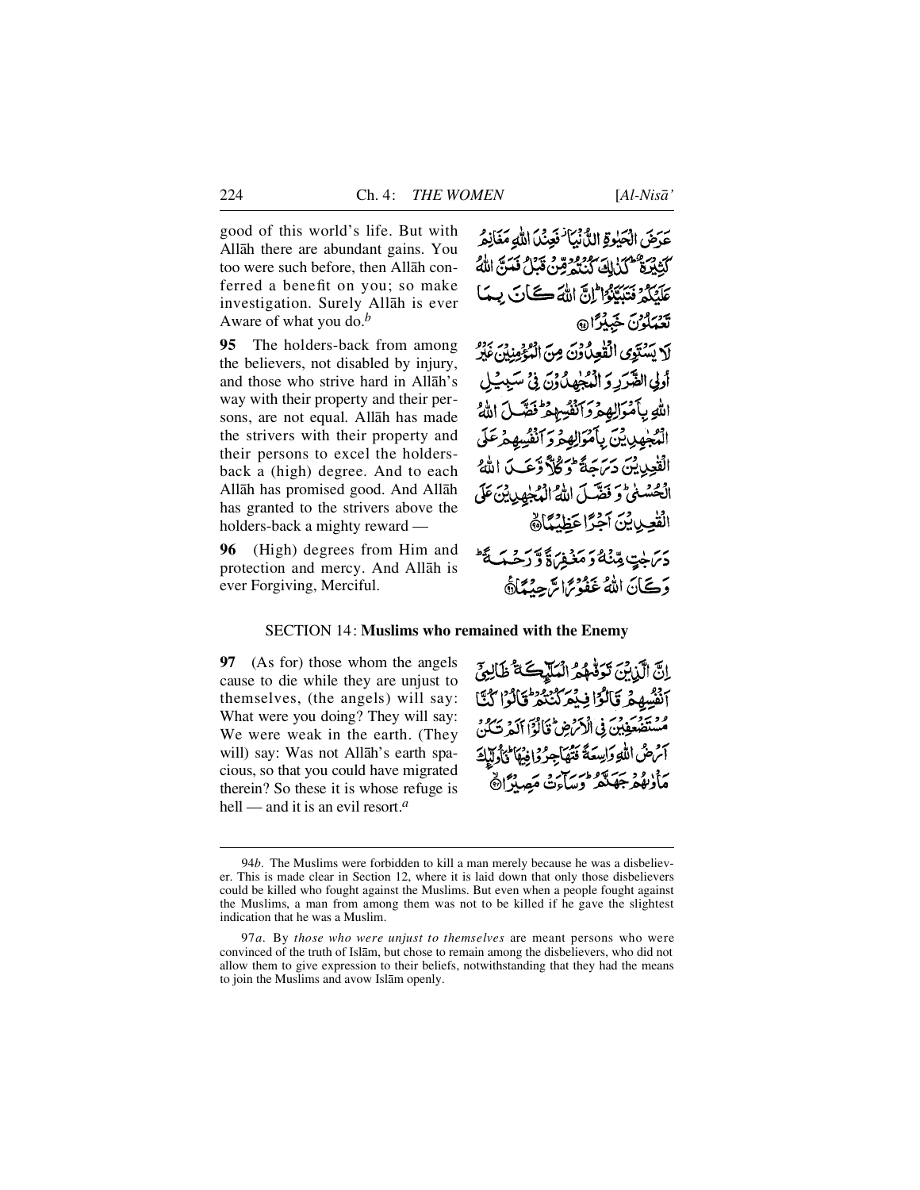good of this world's life. But with Allāh there are abundant gains. You too were such before, then Allāh conferred a benefit on you; so make investigation. Surely Allāh is ever Aware of what you do.[b]

عَرَضَ الْحَيٰوةِ الدُّنْيَا ۡفَعِنْدَ اللّٰهِ مَغَانِمُ كَثِيْرَةٌ ؕ كَذٰلِكَ كُنْتُمْ مِّنْ قَبْلُ فَمَنَّ اللّٰهُ عَلَيْكُمْ فَتَبَيَّنُوْا ؕ اِنَّ اللّٰهَ كَانَ بِمَا تَعْمَلُوْنَ خَبِيْرًا ﴿۹۴﴾

**95** The holders-back from among the believers, not disabled by injury, and those who strive hard in Allāh's way with their property and their persons, are not equal. Allāh has made the strivers with their property and their persons to excel the holders-back a (high) degree. And to each Allāh has promised good. And Allāh has granted to the strivers above the holders-back a mighty reward —

لَا يَسْتَوِي الْقٰعِدُوْنَ مِنَ الْمُؤْمِنِيْنَ غَيْرُ اُولِي الضَّرَرِ وَ الْمُجٰهِدُوْنَ فِيْ سَبِيْلِ اللّٰهِ بِاَمْوَالِهِمْ وَ اَنْفُسِهِمْ ؕ فَضَّلَ اللّٰهُ الْمُجٰهِدِيْنَ بِاَمْوَالِهِمْ وَ اَنْفُسِهِمْ عَلَى الْقٰعِدِيْنَ دَرَجَةً ؕ وَ كُلًّا وَّعَدَ اللّٰهُ الْحُسْنٰى ؕ وَ فَضَّلَ اللّٰهُ الْمُجٰهِدِيْنَ عَلَى الْقٰعِدِيْنَ اَجْرًا عَظِيْمًا ﴿۹۵﴾

**96** (High) degrees from Him and protection and mercy. And Allāh is ever Forgiving, Merciful.

دَرَجٰتٍ مِّنْهُ وَ مَغْفِرَةً وَّ رَحْمَةً ؕ وَ كَانَ اللّٰهُ غَفُوْرًا رَّحِيْمًا ﴿۹۶﴾

## SECTION 14: **Muslims who remained with the Enemy**

**97** (As for) those whom the angels cause to die while they are unjust to themselves, (the angels) will say: What were you doing? They will say: We were weak in the earth. (They will) say: Was not Allāh's earth spacious, so that you could have migrated therein? So these it is whose refuge is hell — and it is an evil resort.[a]

اِنَّ الَّذِيْنَ تَوَفّٰىهُمُ الْمَلٰٓئِكَةُ ظَالِمِيْٓ اَنْفُسِهِمْ قَالُوْا فِيْمَ كُنْتُمْ ؕ قَالُوْا كُنَّا مُسْتَضْعَفِيْنَ فِي الْاَرْضِ ؕ قَالُوْٓا اَلَمْ تَكُنْ اَرْضُ اللّٰهِ وَاسِعَةً فَتُهَاجِرُوْا فِيْهَا ؕ فَاُولٰٓئِكَ مَاْوٰىهُمْ جَهَنَّمُ ؕ وَ سَآءَتْ مَصِيْرًا ﴿۹۷﴾

---

94*b*. The Muslims were forbidden to kill a man merely because he was a disbeliever. This is made clear in Section 12, where it is laid down that only those disbelievers could be killed who fought against the Muslims. But even when a people fought against the Muslims, a man from among them was not to be killed if he gave the slightest indication that he was a Muslim.

97*a*. By *those who were unjust to themselves* are meant persons who were convinced of the truth of Islām, but chose to remain among the disbelievers, who did not allow them to give expression to their beliefs, notwithstanding that they had the means to join the Muslims and avow Islām openly.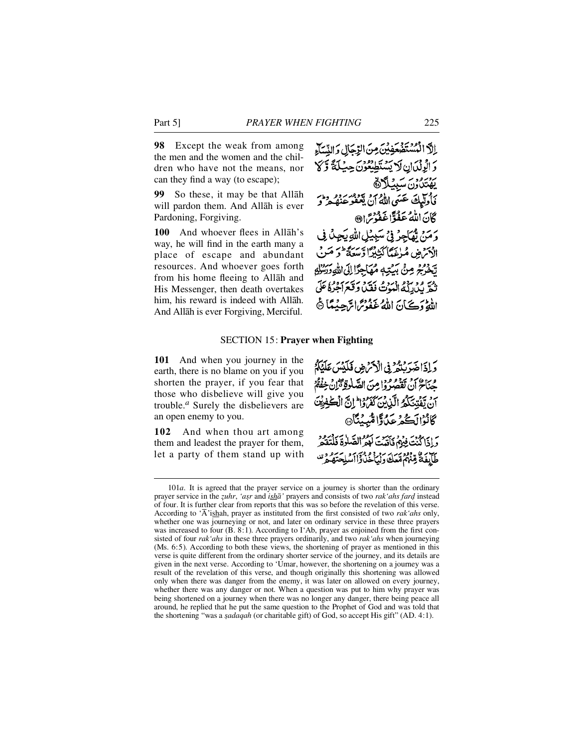**98** Except the weak from among the men and the women and the children who have not the means, nor can they find a way (to escape);

إِلَّا الْمُسْتَضْعَفِينَ مِنَ الرِّجَالِ وَالنِّسَاءِ وَالْوِلْدَانِ لَا يَسْتَطِيعُونَ حِيلَةً وَلَا يَهْتَدُونَ سَبِيلًا ﴿٩٨﴾

**99** So these, it may be that Allāh will pardon them. And Allāh is ever Pardoning, Forgiving.

فَأُولَٰئِكَ عَسَى اللَّهُ أَنْ يَعْفُوَ عَنْهُمْ ۚ وَكَانَ اللَّهُ عَفُوًّا غَفُورًا ﴿٩٩﴾

**100** And whoever flees in Allāh's way, he will find in the earth many a place of escape and abundant resources. And whoever goes forth from his home fleeing to Allāh and His Messenger, then death overtakes him, his reward is indeed with Allāh. And Allāh is ever Forgiving, Merciful.

وَمَنْ يُهَاجِرْ فِي سَبِيلِ اللَّهِ يَجِدْ فِي الْأَرْضِ مُرَاغَمًا كَثِيرًا وَسَعَةً ۚ وَمَنْ يَخْرُجْ مِنْ بَيْتِهِ مُهَاجِرًا إِلَى اللَّهِ وَرَسُولِهِ ثُمَّ يُدْرِكْهُ الْمَوْتُ فَقَدْ وَقَعَ أَجْرُهُ عَلَى اللَّهِ ۗ وَكَانَ اللَّهُ غَفُورًا رَحِيمًا ﴿١٠٠﴾

## SECTION 15: Prayer when Fighting

**101** And when you journey in the earth, there is no blame on you if you shorten the prayer, if you fear that those who disbelieve will give you trouble.[a] Surely the disbelievers are an open enemy to you.

وَإِذَا ضَرَبْتُمْ فِي الْأَرْضِ فَلَيْسَ عَلَيْكُمْ جُنَاحٌ أَنْ تَقْصُرُوا مِنَ الصَّلَاةِ إِنْ خِفْتُمْ أَنْ يَفْتِنَكُمُ الَّذِينَ كَفَرُوا ۚ إِنَّ الْكَافِرِينَ كَانُوا لَكُمْ عَدُوًّا مُبِينًا ﴿١٠١﴾

**102** And when thou art among them and leadest the prayer for them, let a party of them stand up with

وَإِذَا كُنْتَ فِيهِمْ فَأَقَمْتَ لَهُمُ الصَّلَاةَ فَلْتَقُمْ طَائِفَةٌ مِنْهُمْ مَعَكَ وَلْيَأْخُذُوا أَسْلِحَتَهُمْ

---

101*a*. It is agreed that the prayer service on a journey is shorter than the ordinary prayer service in the *ẓuhr*, *'aṣr* and *ishā'* prayers and consists of two *rak'ahs farḍ* instead of four. It is further clear from reports that this was so before the revelation of this verse. According to 'Ā'ishah, prayer as instituted from the first consisted of two *rak'ahs* only, whether one was journeying or not, and later on ordinary service in these three prayers was increased to four (B. 8:1). According to I'Ab, prayer as enjoined from the first consisted of four *rak'ahs* in these three prayers ordinarily, and two *rak'ahs* when journeying (Ms. 6:5). According to both these views, the shortening of prayer as mentioned in this verse is quite different from the ordinary shorter service of the journey, and its details are given in the next verse. According to 'Umar, however, the shortening on a journey was a result of the revelation of this verse, and though originally this shortening was allowed only when there was danger from the enemy, it was later on allowed on every journey, whether there was any danger or not. When a question was put to him why prayer was being shortened on a journey when there was no longer any danger, there being peace all around, he replied that he put the same question to the Prophet of God and was told that the shortening "was a *ṣadaqah* (or charitable gift) of God, so accept His gift" (AD. 4:1).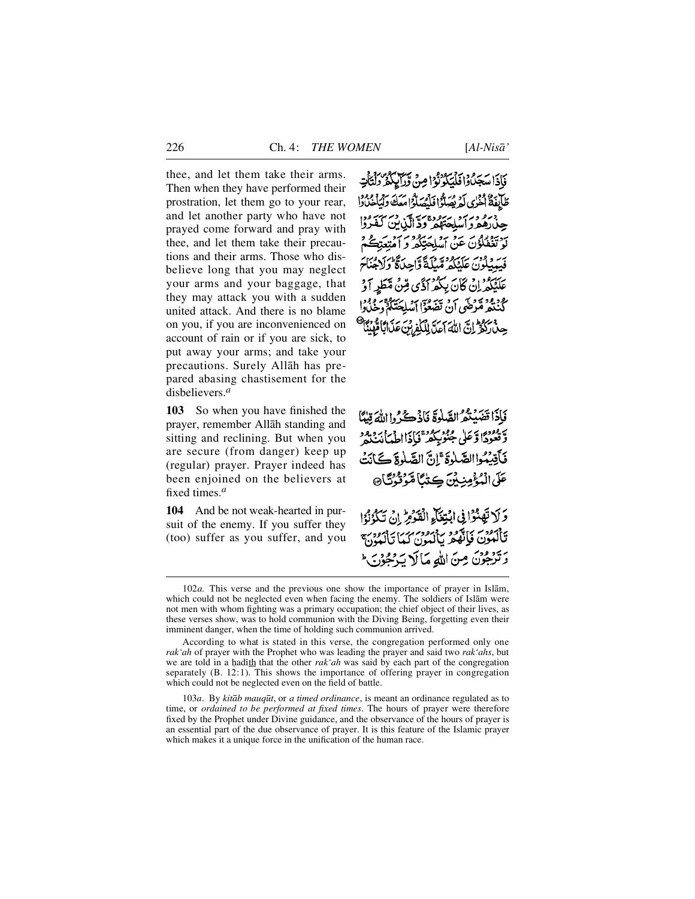thee, and let them take their arms. Then when they have performed their prostration, let them go to your rear, and let another party who have not prayed come forward and pray with thee, and let them take their precautions and their arms. Those who disbelieve long that you may neglect your arms and your baggage, that they may attack you with a sudden united attack. And there is no blame on you, if you are inconvenienced on account of rain or if you are sick, to put away your arms; and take your precautions. Surely Allāh has prepared abasing chastisement for the disbelievers.[a]

فَإِذَا سَجَدُوا فَلْيَكُونُوا مِن وَرَآئِكُمْ وَلْتَأْتِ طَآئِفَةٌ أُخْرَىٰ لَمْ يُصَلُّوا فَلْيُصَلُّوا مَعَكَ وَلْيَأْخُذُوا حِذْرَهُمْ وَأَسْلِحَتَهُمْ ۗ وَدَّ الَّذِينَ كَفَرُوا لَوْ تَغْفُلُونَ عَنْ أَسْلِحَتِكُمْ وَأَمْتِعَتِكُمْ فَيَمِيلُونَ عَلَيْكُم مَّيْلَةً وَاحِدَةً ۚ وَلَا جُنَاحَ عَلَيْكُمْ إِن كَانَ بِكُمْ أَذًى مِّن مَّطَرٍ أَوْ كُنتُم مَّرْضَىٰ أَن تَضَعُوا أَسْلِحَتَكُمْ ۖ وَخُذُوا حِذْرَكُمْ ۗ إِنَّ اللَّهَ أَعَدَّ لِلْكَافِرِينَ عَذَابًا مُّهِينًا

**103** So when you have finished the prayer, remember Allāh standing and sitting and reclining. But when you are secure (from danger) keep up (regular) prayer. Prayer indeed has been enjoined on the believers at fixed times.[a]

فَإِذَا قَضَيْتُمُ الصَّلَاةَ فَاذْكُرُوا اللَّهَ قِيَامًا وَقُعُودًا وَعَلَىٰ جُنُوبِكُمْ ۚ فَإِذَا اطْمَأْنَنتُمْ فَأَقِيمُوا الصَّلَاةَ ۚ إِنَّ الصَّلَاةَ كَانَتْ عَلَى الْمُؤْمِنِينَ كِتَابًا مَّوْقُوتًا

**104** And be not weak-hearted in pursuit of the enemy. If you suffer they (too) suffer as you suffer, and you

وَلَا تَهِنُوا فِي ابْتِغَاءِ الْقَوْمِ ۖ إِن تَكُونُوا تَأْلَمُونَ فَإِنَّهُمْ يَأْلَمُونَ كَمَا تَأْلَمُونَ ۖ وَتَرْجُونَ مِنَ اللَّهِ مَا لَا يَرْجُونَ ۗ

---

102*a*. This verse and the previous one show the importance of prayer in Islām, which could not be neglected even when facing the enemy. The soldiers of Islām were not men with whom fighting was a primary occupation; the chief object of their lives, as these verses show, was to hold communion with the Diving Being, forgetting even their imminent danger, when the time of holding such communion arrived.

According to what is stated in this verse, the congregation performed only one *rak'ah* of prayer with the Prophet who was leading the prayer and said two *rak'ahs*, but we are told in a ḥadīth that the other *rak'ah* was said by each part of the congregation separately (B. 12:1). This shows the importance of offering prayer in congregation which could not be neglected even on the field of battle.

103*a*. By *kitāb mauqūt*, or *a timed ordinance*, is meant an ordinance regulated as to time, or *ordained to be performed at fixed times*. The hours of prayer were therefore fixed by the Prophet under Divine guidance, and the observance of the hours of prayer is an essential part of the due observance of prayer. It is this feature of the Islamic prayer which makes it a unique force in the unification of the human race.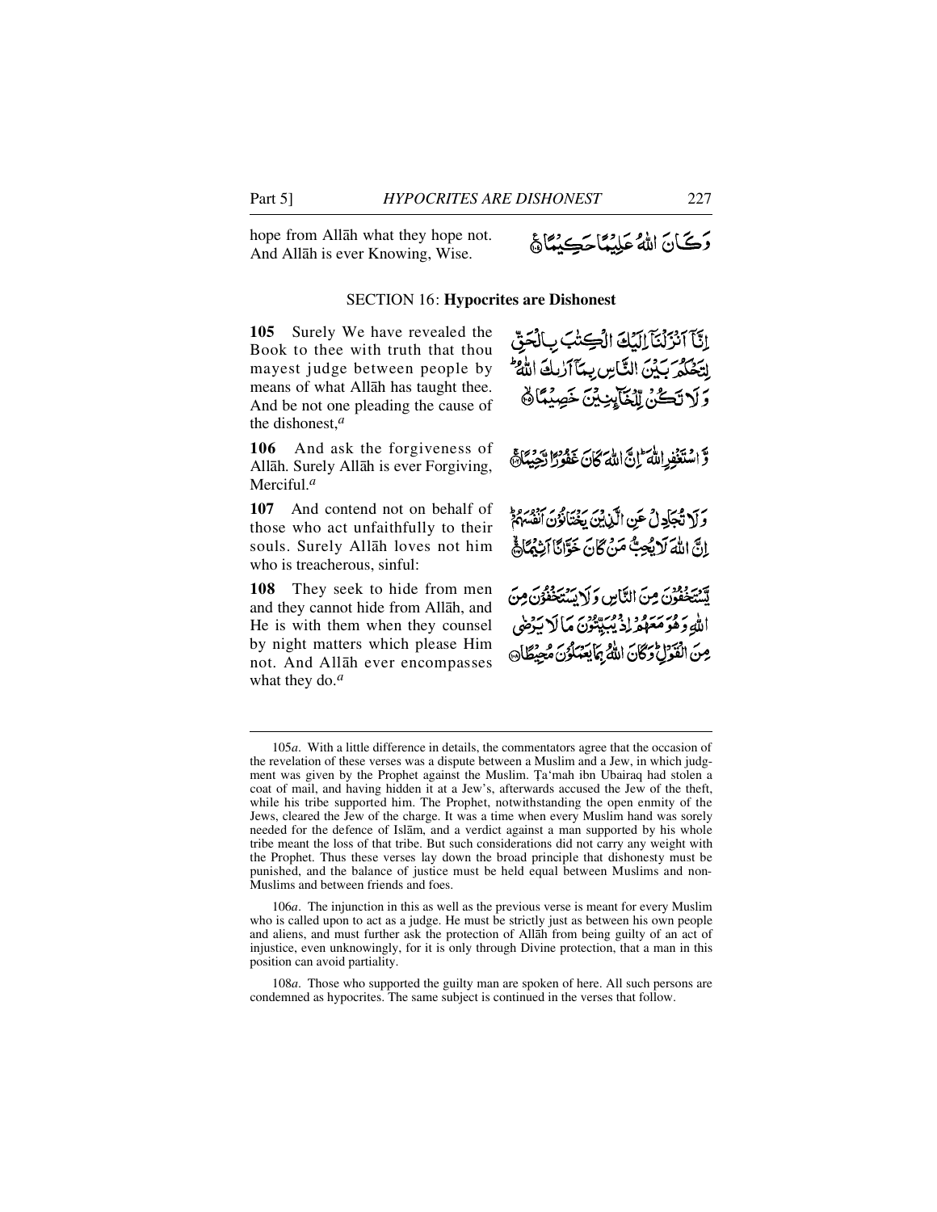hope from Allāh what they hope not. And Allāh is ever Knowing, Wise.

وَكَانَ اللّٰهُ عَلِيْمًا حَكِيْمًا

## SECTION 16: **Hypocrites are Dishonest**

**105** Surely We have revealed the Book to thee with truth that thou mayest judge between people by means of what Allāh has taught thee. And be not one pleading the cause of the dishonest,[a]

إِنَّآ أَنْزَلْنَآ إِلَيْكَ الْكِتٰبَ بِالْحَقِّ لِتَحْكُمَ بَيْنَ النَّاسِ بِمَآ أَرٰىكَ اللّٰهُ ۚ وَلَا تَكُنْ لِّلْخَآئِنِيْنَ خَصِيْمًا

**106** And ask the forgiveness of Allāh. Surely Allāh is ever Forgiving, Merciful.[a]

وَّاسْتَغْفِرِ اللّٰهَ ۚ إِنَّ اللّٰهَ كَانَ غَفُوْرًا رَّحِيْمًا

**107** And contend not on behalf of those who act unfaithfully to their souls. Surely Allāh loves not him who is treacherous, sinful:

وَلَا تُجَادِلْ عَنِ الَّذِيْنَ يَخْتَانُوْنَ أَنْفُسَهُمْ ۚ إِنَّ اللّٰهَ لَا يُحِبُّ مَنْ كَانَ خَوَّانًا أَثِيْمًا

**108** They seek to hide from men and they cannot hide from Allāh, and He is with them when they counsel by night matters which please Him not. And Allāh ever encompasses what they do.[a]

يَّسْتَخْفُوْنَ مِنَ النَّاسِ وَلَا يَسْتَخْفُوْنَ مِنَ اللّٰهِ وَهُوَ مَعَهُمْ إِذْ يُبَيِّتُوْنَ مَا لَا يَرْضٰى مِنَ الْقَوْلِ ۚ وَكَانَ اللّٰهُ بِمَا يَعْمَلُوْنَ مُحِيْطًا

---

105*a*. With a little difference in details, the commentators agree that the occasion of the revelation of these verses was a dispute between a Muslim and a Jew, in which judgment was given by the Prophet against the Muslim. Ṭa'mah ibn Ubairaq had stolen a coat of mail, and having hidden it at a Jew's, afterwards accused the Jew of the theft, while his tribe supported him. The Prophet, notwithstanding the open enmity of the Jews, cleared the Jew of the charge. It was a time when every Muslim hand was sorely needed for the defence of Islām, and a verdict against a man supported by his whole tribe meant the loss of that tribe. But such considerations did not carry any weight with the Prophet. Thus these verses lay down the broad principle that dishonesty must be punished, and the balance of justice must be held equal between Muslims and non-Muslims and between friends and foes.

106*a*. The injunction in this as well as the previous verse is meant for every Muslim who is called upon to act as a judge. He must be strictly just as between his own people and aliens, and must further ask the protection of Allāh from being guilty of an act of injustice, even unknowingly, for it is only through Divine protection, that a man in this position can avoid partiality.

108*a*. Those who supported the guilty man are spoken of here. All such persons are condemned as hypocrites. The same subject is continued in the verses that follow.